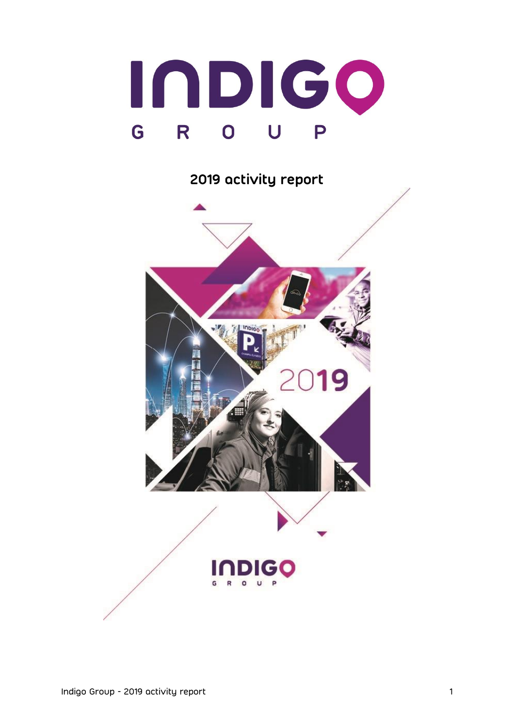# INDIGO GROUP

## 2019 activity report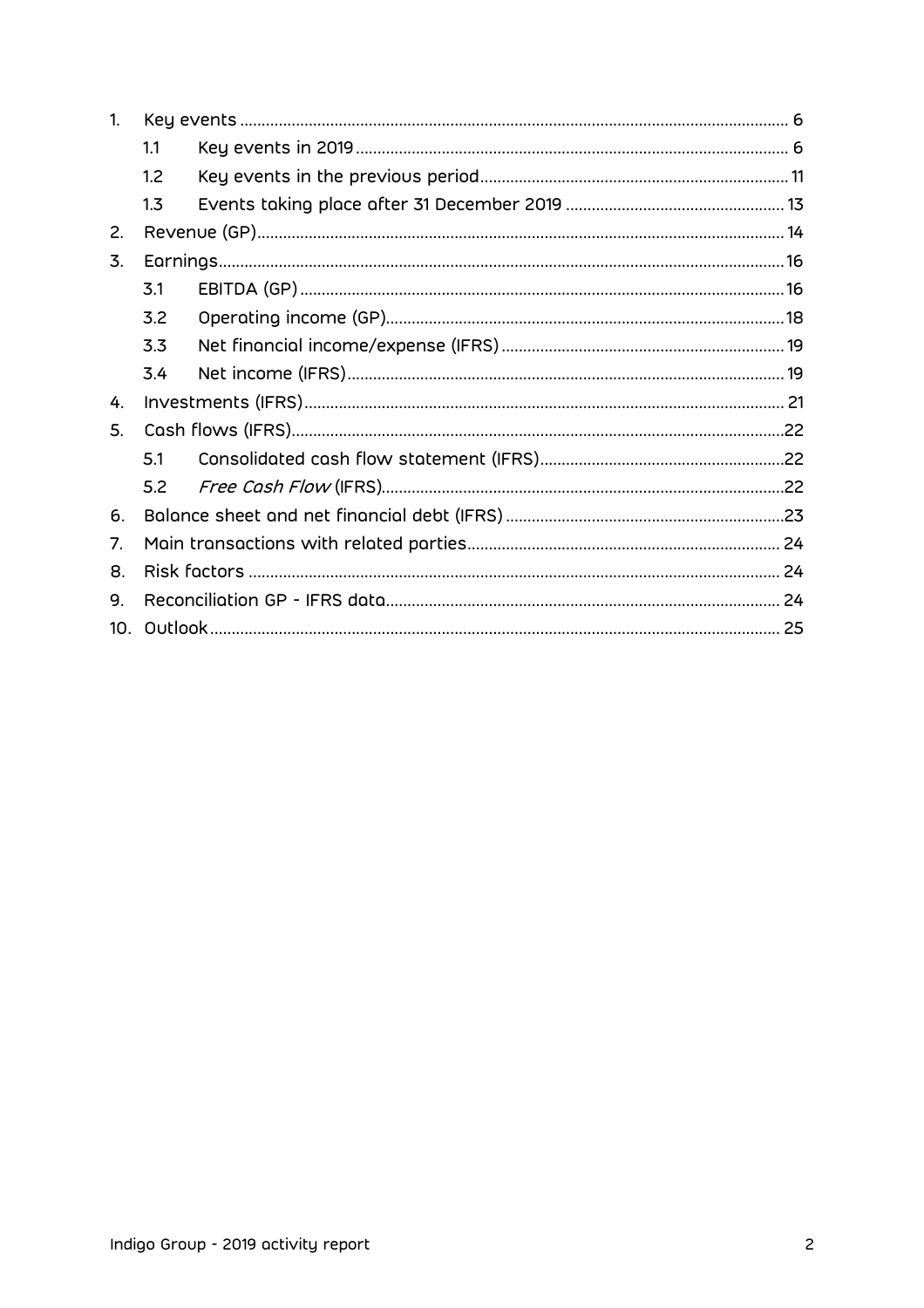| | | | |
|---|---|---|---|
| 1. | Key events | | 6 |
| | 1.1 | Key events in 2019 | 6 |
| | 1.2 | Key events in the previous period | 11 |
| | 1.3 | Events taking place after 31 December 2019 | 13 |
| 2. | Revenue (GP) | | 14 |
| 3. | Earnings | | 16 |
| | 3.1 | EBITDA (GP) | 16 |
| | 3.2 | Operating income (GP) | 18 |
| | 3.3 | Net financial income/expense (IFRS) | 19 |
| | 3.4 | Net income (IFRS) | 19 |
| 4. | Investments (IFRS) | | 21 |
| 5. | Cash flows (IFRS) | | 22 |
| | 5.1 | Consolidated cash flow statement (IFRS) | 22 |
| | 5.2 | *Free Cash Flow* (IFRS) | 22 |
| 6. | Balance sheet and net financial debt (IFRS) | | 23 |
| 7. | Main transactions with related parties | | 24 |
| 8. | Risk factors | | 24 |
| 9. | Reconciliation GP - IFRS data | | 24 |
| 10. | Outlook | | 25 |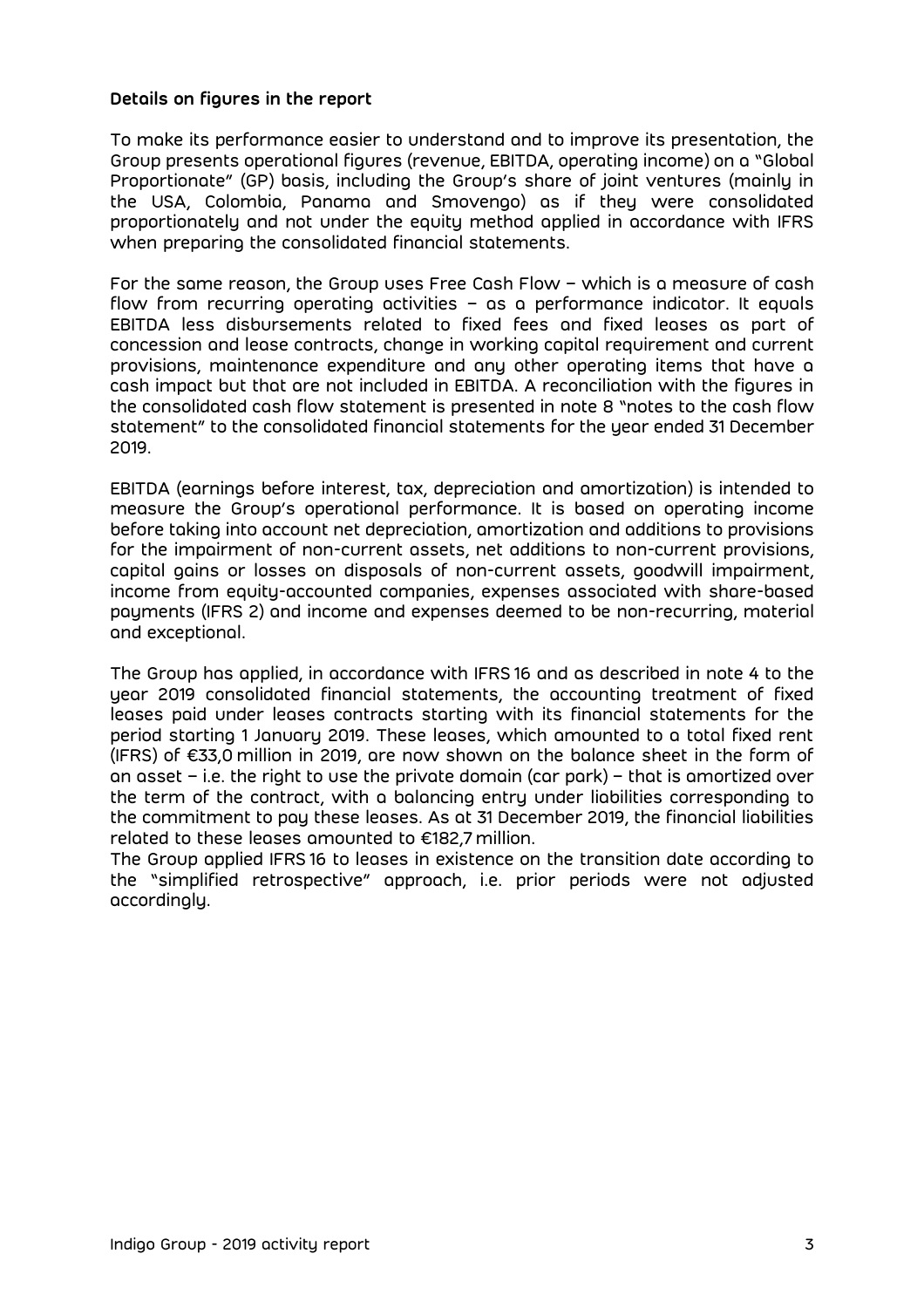**Details on figures in the report**

To make its performance easier to understand and to improve its presentation, the Group presents operational figures (revenue, EBITDA, operating income) on a "Global Proportionate" (GP) basis, including the Group's share of joint ventures (mainly in the USA, Colombia, Panama and Smovengo) as if they were consolidated proportionately and not under the equity method applied in accordance with IFRS when preparing the consolidated financial statements.

For the same reason, the Group uses Free Cash Flow – which is a measure of cash flow from recurring operating activities – as a performance indicator. It equals EBITDA less disbursements related to fixed fees and fixed leases as part of concession and lease contracts, change in working capital requirement and current provisions, maintenance expenditure and any other operating items that have a cash impact but that are not included in EBITDA. A reconciliation with the figures in the consolidated cash flow statement is presented in note 8 "notes to the cash flow statement" to the consolidated financial statements for the year ended 31 December 2019.

EBITDA (earnings before interest, tax, depreciation and amortization) is intended to measure the Group's operational performance. It is based on operating income before taking into account net depreciation, amortization and additions to provisions for the impairment of non-current assets, net additions to non-current provisions, capital gains or losses on disposals of non-current assets, goodwill impairment, income from equity-accounted companies, expenses associated with share-based payments (IFRS 2) and income and expenses deemed to be non-recurring, material and exceptional.

The Group has applied, in accordance with IFRS 16 and as described in note 4 to the year 2019 consolidated financial statements, the accounting treatment of fixed leases paid under leases contracts starting with its financial statements for the period starting 1 January 2019. These leases, which amounted to a total fixed rent (IFRS) of €33,0 million in 2019, are now shown on the balance sheet in the form of an asset – i.e. the right to use the private domain (car park) – that is amortized over the term of the contract, with a balancing entry under liabilities corresponding to the commitment to pay these leases. As at 31 December 2019, the financial liabilities related to these leases amounted to €182,7 million.
The Group applied IFRS 16 to leases in existence on the transition date according to the "simplified retrospective" approach, i.e. prior periods were not adjusted accordingly.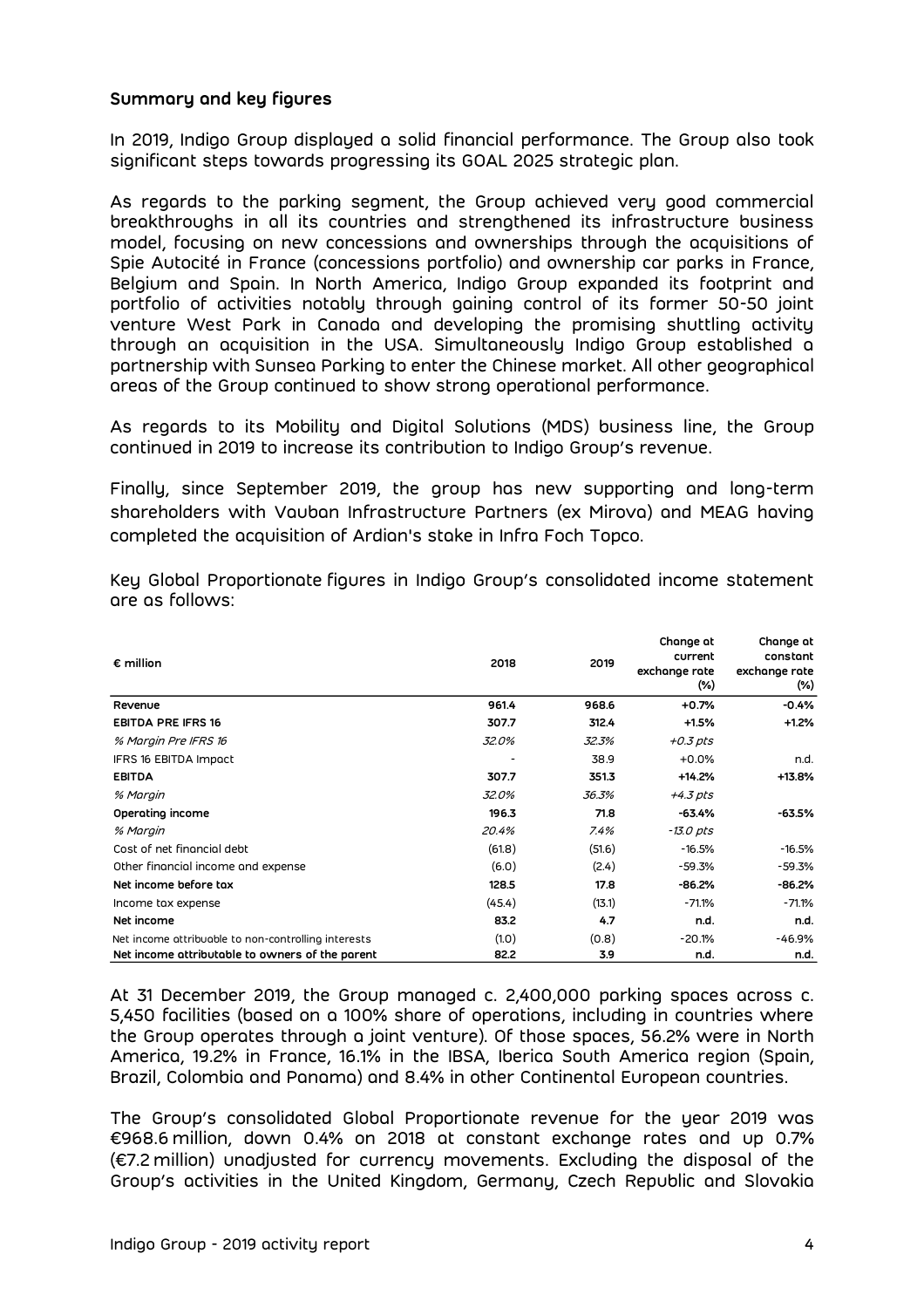### Summary and key figures

In 2019, Indigo Group displayed a solid financial performance. The Group also took significant steps towards progressing its GOAL 2025 strategic plan.

As regards to the parking segment, the Group achieved very good commercial breakthroughs in all its countries and strengthened its infrastructure business model, focusing on new concessions and ownerships through the acquisitions of Spie Autocité in France (concessions portfolio) and ownership car parks in France, Belgium and Spain. In North America, Indigo Group expanded its footprint and portfolio of activities notably through gaining control of its former 50-50 joint venture West Park in Canada and developing the promising shuttling activity through an acquisition in the USA. Simultaneously Indigo Group established a partnership with Sunsea Parking to enter the Chinese market. All other geographical areas of the Group continued to show strong operational performance.

As regards to its Mobility and Digital Solutions (MDS) business line, the Group continued in 2019 to increase its contribution to Indigo Group's revenue.

Finally, since September 2019, the group has new supporting and long-term shareholders with Vauban Infrastructure Partners (ex Mirova) and MEAG having completed the acquisition of Ardian's stake in Infra Foch Topco.

Key Global Proportionate figures in Indigo Group's consolidated income statement are as follows:

| € million | 2018 | 2019 | Change at current exchange rate (%) | Change at constant exchange rate (%) |
|---|---|---|---|---|
| **Revenue** | **961.4** | **968.6** | **+0.7%** | **-0.4%** |
| **EBITDA PRE IFRS 16** | **307.7** | **312.4** | **+1.5%** | **+1.2%** |
| *% Margin Pre IFRS 16* | *32.0%* | *32.3%* | *+0.3 pts* | |
| IFRS 16 EBITDA Impact | - | 38.9 | +0.0% | n.d. |
| **EBITDA** | **307.7** | **351.3** | **+14.2%** | **+13.8%** |
| *% Margin* | *32.0%* | *36.3%* | *+4.3 pts* | |
| **Operating income** | **196.3** | **71.8** | **-63.4%** | **-63.5%** |
| *% Margin* | *20.4%* | *7.4%* | *-13.0 pts* | |
| Cost of net financial debt | (61.8) | (51.6) | -16.5% | -16.5% |
| Other financial income and expense | (6.0) | (2.4) | -59.3% | -59.3% |
| **Net income before tax** | **128.5** | **17.8** | **-86.2%** | **-86.2%** |
| Income tax expense | (45.4) | (13.1) | -71.1% | -71.1% |
| **Net income** | **83.2** | **4.7** | **n.d.** | **n.d.** |
| Net income attribuable to non-controlling interests | (1.0) | (0.8) | -20.1% | -46.9% |
| **Net income attributable to owners of the parent** | **82.2** | **3.9** | **n.d.** | **n.d.** |

At 31 December 2019, the Group managed c. 2,400,000 parking spaces across c. 5,450 facilities (based on a 100% share of operations, including in countries where the Group operates through a joint venture). Of those spaces, 56.2% were in North America, 19.2% in France, 16.1% in the IBSA, Iberica South America region (Spain, Brazil, Colombia and Panama) and 8.4% in other Continental European countries.

The Group's consolidated Global Proportionate revenue for the year 2019 was €968.6 million, down 0.4% on 2018 at constant exchange rates and up 0.7% (€7.2 million) unadjusted for currency movements. Excluding the disposal of the Group's activities in the United Kingdom, Germany, Czech Republic and Slovakia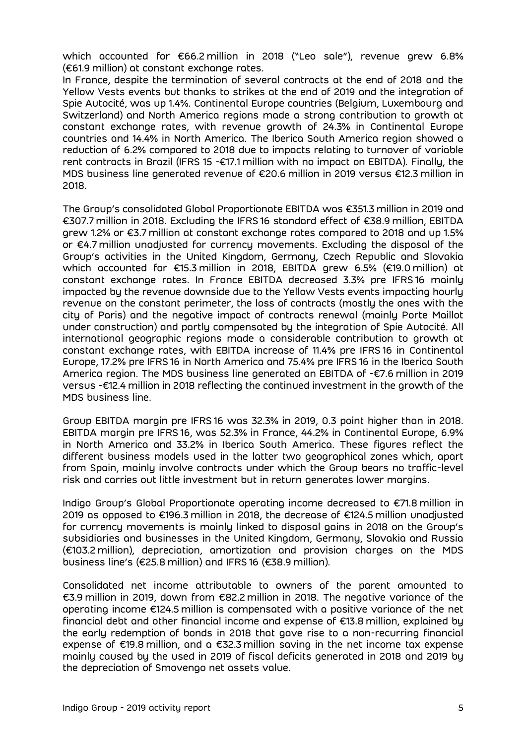which accounted for €66.2 million in 2018 ("Leo sale"), revenue grew 6.8% (€61.9 million) at constant exchange rates.

In France, despite the termination of several contracts at the end of 2018 and the Yellow Vests events but thanks to strikes at the end of 2019 and the integration of Spie Autocité, was up 1.4%. Continental Europe countries (Belgium, Luxembourg and Switzerland) and North America regions made a strong contribution to growth at constant exchange rates, with revenue growth of 24.3% in Continental Europe countries and 14.4% in North America. The Iberica South America region showed a reduction of 6.2% compared to 2018 due to impacts relating to turnover of variable rent contracts in Brazil (IFRS 15 -€17.1 million with no impact on EBITDA). Finally, the MDS business line generated revenue of €20.6 million in 2019 versus €12.3 million in 2018.

The Group's consolidated Global Proportionate EBITDA was €351.3 million in 2019 and €307.7 million in 2018. Excluding the IFRS 16 standard effect of €38.9 million, EBITDA grew 1.2% or €3.7 million at constant exchange rates compared to 2018 and up 1.5% or €4.7 million unadjusted for currency movements. Excluding the disposal of the Group's activities in the United Kingdom, Germany, Czech Republic and Slovakia which accounted for €15.3 million in 2018, EBITDA grew 6.5% (€19.0 million) at constant exchange rates. In France EBITDA decreased 3.3% pre IFRS 16 mainly impacted by the revenue downside due to the Yellow Vests events impacting hourly revenue on the constant perimeter, the loss of contracts (mostly the ones with the city of Paris) and the negative impact of contracts renewal (mainly Porte Maillot under construction) and partly compensated by the integration of Spie Autocité. All international geographic regions made a considerable contribution to growth at constant exchange rates, with EBITDA increase of 11.4% pre IFRS 16 in Continental Europe, 17.2% pre IFRS 16 in North America and 75.4% pre IFRS 16 in the Iberica South America region. The MDS business line generated an EBITDA of -€7.6 million in 2019 versus -€12.4 million in 2018 reflecting the continued investment in the growth of the MDS business line.

Group EBITDA margin pre IFRS 16 was 32.3% in 2019, 0.3 point higher than in 2018. EBITDA margin pre IFRS 16, was 52.3% in France, 44.2% in Continental Europe, 6.9% in North America and 33.2% in Iberica South America. These figures reflect the different business models used in the latter two geographical zones which, apart from Spain, mainly involve contracts under which the Group bears no traffic-level risk and carries out little investment but in return generates lower margins.

Indigo Group's Global Proportionate operating income decreased to €71.8 million in 2019 as opposed to €196.3 million in 2018, the decrease of €124.5 million unadjusted for currency movements is mainly linked to disposal gains in 2018 on the Group's subsidiaries and businesses in the United Kingdom, Germany, Slovakia and Russia (€103.2 million), depreciation, amortization and provision charges on the MDS business line's (€25.8 million) and IFRS 16 (€38.9 million).

Consolidated net income attributable to owners of the parent amounted to €3.9 million in 2019, down from €82.2 million in 2018. The negative variance of the operating income €124.5 million is compensated with a positive variance of the net financial debt and other financial income and expense of €13.8 million, explained by the early redemption of bonds in 2018 that gave rise to a non-recurring financial expense of €19.8 million, and a €32.3 million saving in the net income tax expense mainly caused by the used in 2019 of fiscal deficits generated in 2018 and 2019 by the depreciation of Smovengo net assets value.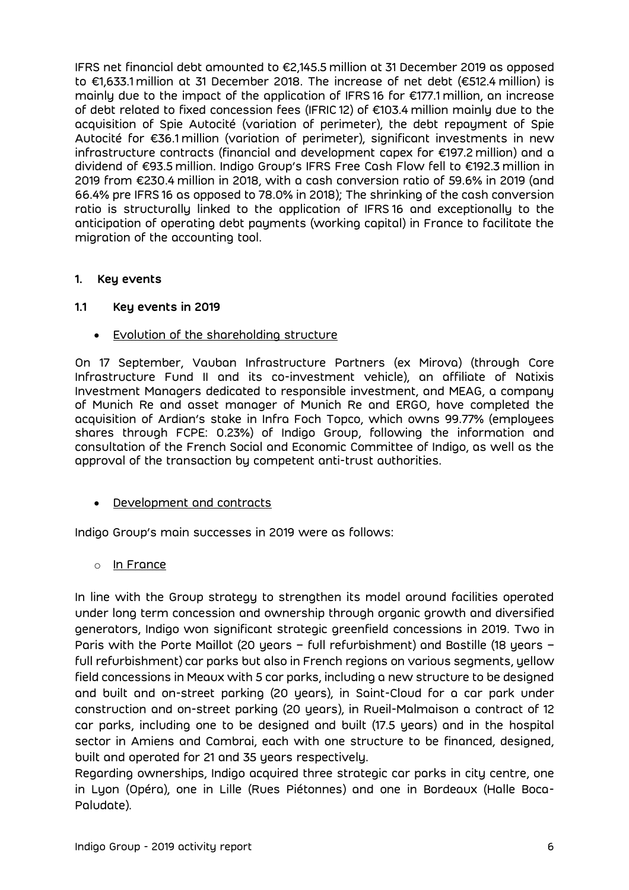IFRS net financial debt amounted to €2,145.5 million at 31 December 2019 as opposed to €1,633.1 million at 31 December 2018. The increase of net debt (€512.4 million) is mainly due to the impact of the application of IFRS 16 for €177.1 million, an increase of debt related to fixed concession fees (IFRIC 12) of €103.4 million mainly due to the acquisition of Spie Autocité (variation of perimeter), the debt repayment of Spie Autocité for €36.1 million (variation of perimeter), significant investments in new infrastructure contracts (financial and development capex for €197.2 million) and a dividend of €93.5 million. Indigo Group's IFRS Free Cash Flow fell to €192.3 million in 2019 from €230.4 million in 2018, with a cash conversion ratio of 59.6% in 2019 (and 66.4% pre IFRS 16 as opposed to 78.0% in 2018); The shrinking of the cash conversion ratio is structurally linked to the application of IFRS 16 and exceptionally to the anticipation of operating debt payments (working capital) in France to facilitate the migration of the accounting tool.

## 1. Key events

### 1.1 Key events in 2019

- Evolution of the shareholding structure

On 17 September, Vauban Infrastructure Partners (ex Mirova) (through Core Infrastructure Fund II and its co-investment vehicle), an affiliate of Natixis Investment Managers dedicated to responsible investment, and MEAG, a company of Munich Re and asset manager of Munich Re and ERGO, have completed the acquisition of Ardian's stake in Infra Foch Topco, which owns 99.77% (employees shares through FCPE: 0.23%) of Indigo Group, following the information and consultation of the French Social and Economic Committee of Indigo, as well as the approval of the transaction by competent anti-trust authorities.

- Development and contracts

Indigo Group's main successes in 2019 were as follows:

  - In France

In line with the Group strategy to strengthen its model around facilities operated under long term concession and ownership through organic growth and diversified generators, Indigo won significant strategic greenfield concessions in 2019. Two in Paris with the Porte Maillot (20 years – full refurbishment) and Bastille (18 years – full refurbishment) car parks but also in French regions on various segments, yellow field concessions in Meaux with 5 car parks, including a new structure to be designed and built and on-street parking (20 years), in Saint-Cloud for a car park under construction and on-street parking (20 years), in Rueil-Malmaison a contract of 12 car parks, including one to be designed and built (17.5 years) and in the hospital sector in Amiens and Cambrai, each with one structure to be financed, designed, built and operated for 21 and 35 years respectively.

Regarding ownerships, Indigo acquired three strategic car parks in city centre, one in Lyon (Opéra), one in Lille (Rues Piétonnes) and one in Bordeaux (Halle Boca-Paludate).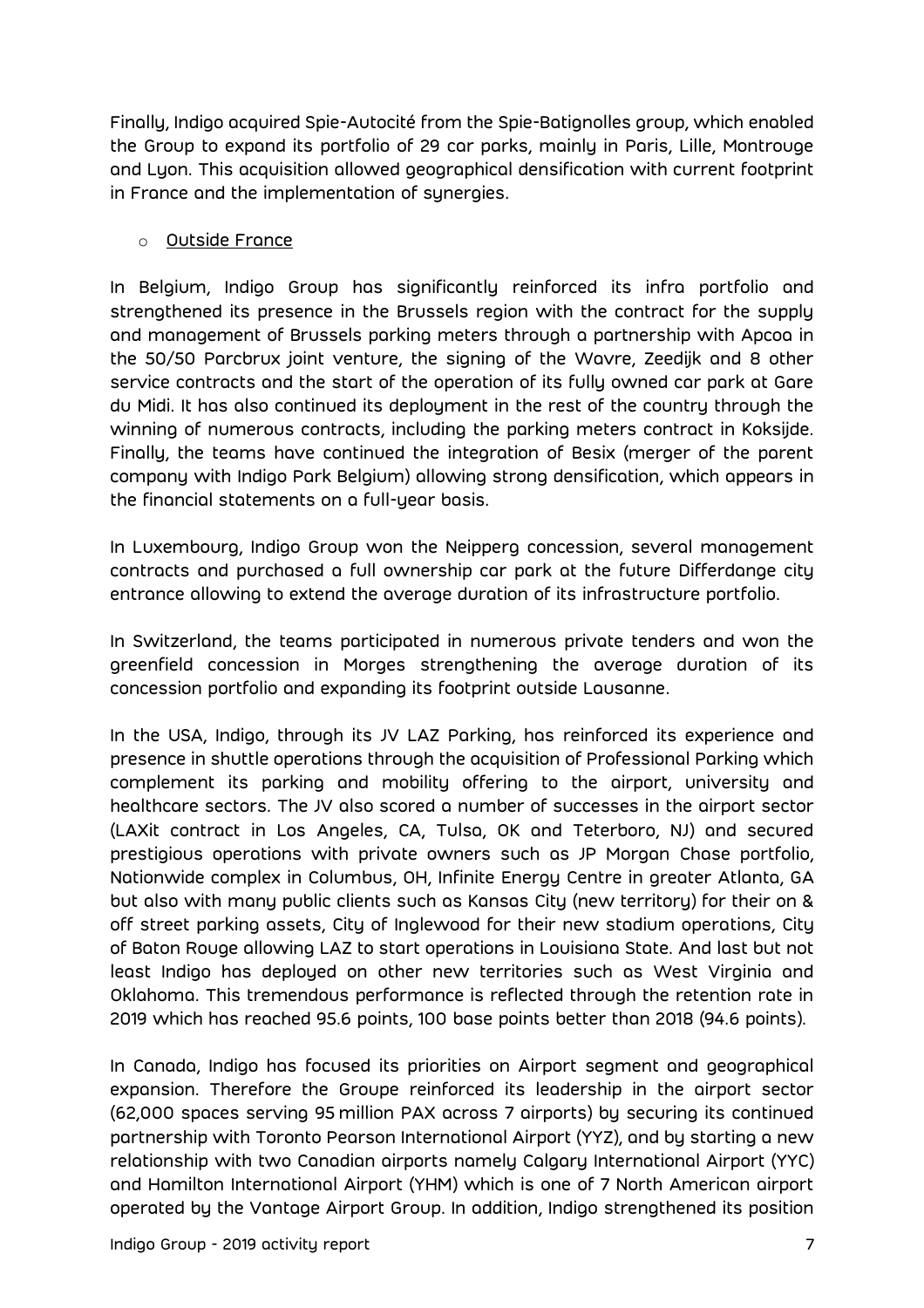Finally, Indigo acquired Spie-Autocité from the Spie-Batignolles group, which enabled the Group to expand its portfolio of 29 car parks, mainly in Paris, Lille, Montrouge and Lyon. This acquisition allowed geographical densification with current footprint in France and the implementation of synergies.

- Outside France

In Belgium, Indigo Group has significantly reinforced its infra portfolio and strengthened its presence in the Brussels region with the contract for the supply and management of Brussels parking meters through a partnership with Apcoa in the 50/50 Parcbrux joint venture, the signing of the Wavre, Zeedijk and 8 other service contracts and the start of the operation of its fully owned car park at Gare du Midi. It has also continued its deployment in the rest of the country through the winning of numerous contracts, including the parking meters contract in Koksijde. Finally, the teams have continued the integration of Besix (merger of the parent company with Indigo Park Belgium) allowing strong densification, which appears in the financial statements on a full-year basis.

In Luxembourg, Indigo Group won the Neipperg concession, several management contracts and purchased a full ownership car park at the future Differdange city entrance allowing to extend the average duration of its infrastructure portfolio.

In Switzerland, the teams participated in numerous private tenders and won the greenfield concession in Morges strengthening the average duration of its concession portfolio and expanding its footprint outside Lausanne.

In the USA, Indigo, through its JV LAZ Parking, has reinforced its experience and presence in shuttle operations through the acquisition of Professional Parking which complement its parking and mobility offering to the airport, university and healthcare sectors. The JV also scored a number of successes in the airport sector (LAXit contract in Los Angeles, CA, Tulsa, OK and Teterboro, NJ) and secured prestigious operations with private owners such as JP Morgan Chase portfolio, Nationwide complex in Columbus, OH, Infinite Energy Centre in greater Atlanta, GA but also with many public clients such as Kansas City (new territory) for their on & off street parking assets, City of Inglewood for their new stadium operations, City of Baton Rouge allowing LAZ to start operations in Louisiana State. And last but not least Indigo has deployed on other new territories such as West Virginia and Oklahoma. This tremendous performance is reflected through the retention rate in 2019 which has reached 95.6 points, 100 base points better than 2018 (94.6 points).

In Canada, Indigo has focused its priorities on Airport segment and geographical expansion. Therefore the Groupe reinforced its leadership in the airport sector (62,000 spaces serving 95 million PAX across 7 airports) by securing its continued partnership with Toronto Pearson International Airport (YYZ), and by starting a new relationship with two Canadian airports namely Calgary International Airport (YYC) and Hamilton International Airport (YHM) which is one of 7 North American airport operated by the Vantage Airport Group. In addition, Indigo strengthened its position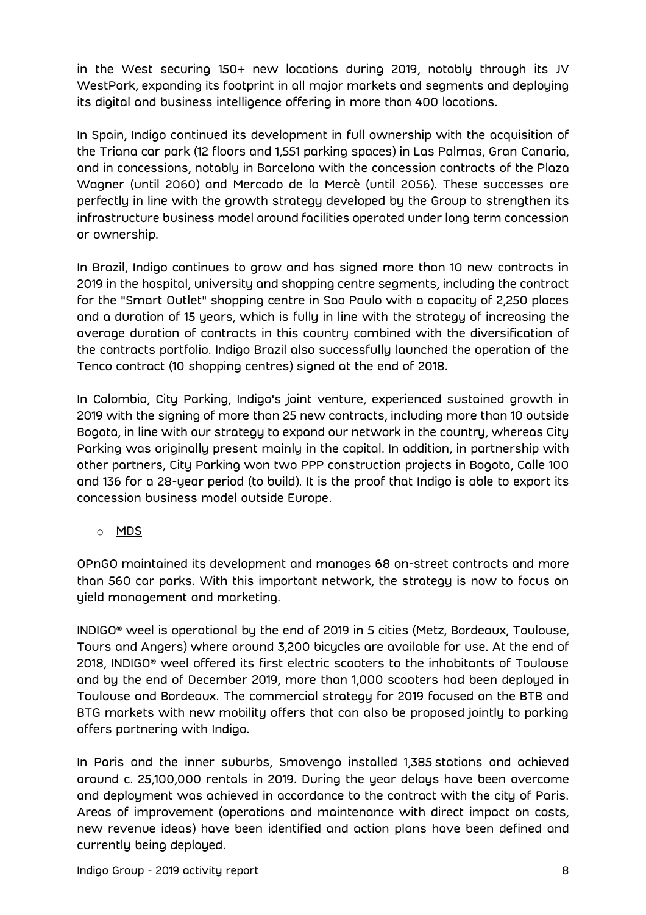in the West securing 150+ new locations during 2019, notably through its JV WestPark, expanding its footprint in all major markets and segments and deploying its digital and business intelligence offering in more than 400 locations.

In Spain, Indigo continued its development in full ownership with the acquisition of the Triana car park (12 floors and 1,551 parking spaces) in Las Palmas, Gran Canaria, and in concessions, notably in Barcelona with the concession contracts of the Plaza Wagner (until 2060) and Mercado de la Mercè (until 2056). These successes are perfectly in line with the growth strategy developed by the Group to strengthen its infrastructure business model around facilities operated under long term concession or ownership.

In Brazil, Indigo continues to grow and has signed more than 10 new contracts in 2019 in the hospital, university and shopping centre segments, including the contract for the "Smart Outlet" shopping centre in Sao Paulo with a capacity of 2,250 places and a duration of 15 years, which is fully in line with the strategy of increasing the average duration of contracts in this country combined with the diversification of the contracts portfolio. Indigo Brazil also successfully launched the operation of the Tenco contract (10 shopping centres) signed at the end of 2018.

In Colombia, City Parking, Indigo's joint venture, experienced sustained growth in 2019 with the signing of more than 25 new contracts, including more than 10 outside Bogota, in line with our strategy to expand our network in the country, whereas City Parking was originally present mainly in the capital. In addition, in partnership with other partners, City Parking won two PPP construction projects in Bogota, Calle 100 and 136 for a 28-year period (to build). It is the proof that Indigo is able to export its concession business model outside Europe.

- MDS

OPnGO maintained its development and manages 68 on-street contracts and more than 560 car parks. With this important network, the strategy is now to focus on yield management and marketing.

INDIGO® weel is operational by the end of 2019 in 5 cities (Metz, Bordeaux, Toulouse, Tours and Angers) where around 3,200 bicycles are available for use. At the end of 2018, INDIGO® weel offered its first electric scooters to the inhabitants of Toulouse and by the end of December 2019, more than 1,000 scooters had been deployed in Toulouse and Bordeaux. The commercial strategy for 2019 focused on the BTB and BTG markets with new mobility offers that can also be proposed jointly to parking offers partnering with Indigo.

In Paris and the inner suburbs, Smovengo installed 1,385 stations and achieved around c. 25,100,000 rentals in 2019. During the year delays have been overcome and deployment was achieved in accordance to the contract with the city of Paris. Areas of improvement (operations and maintenance with direct impact on costs, new revenue ideas) have been identified and action plans have been defined and currently being deployed.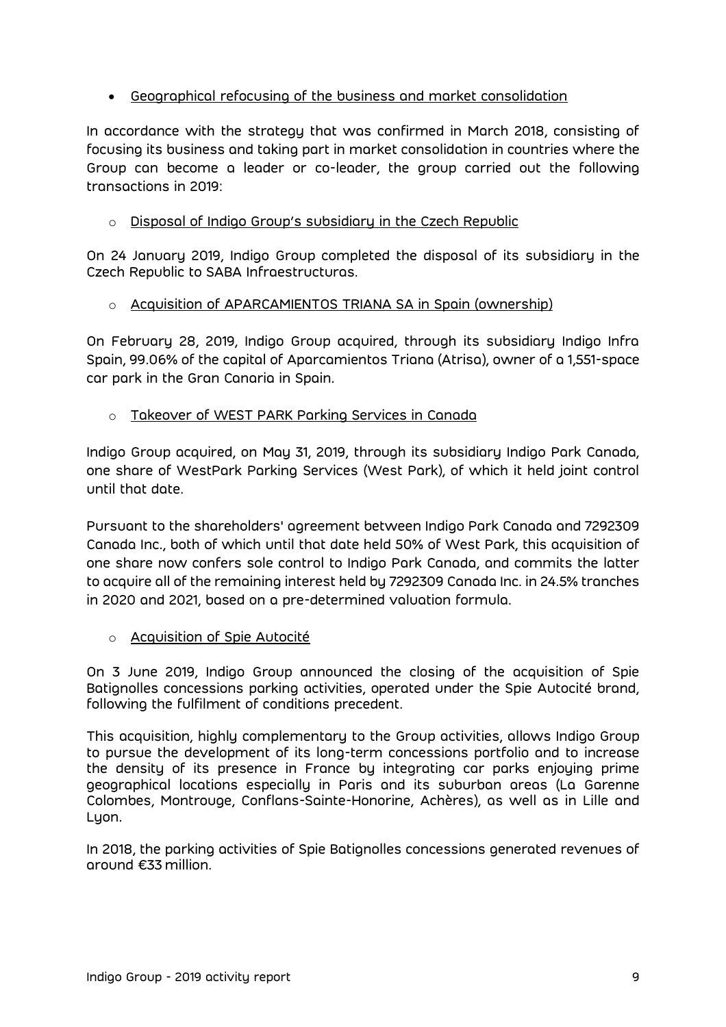- Geographical refocusing of the business and market consolidation

In accordance with the strategy that was confirmed in March 2018, consisting of focusing its business and taking part in market consolidation in countries where the Group can become a leader or co-leader, the group carried out the following transactions in 2019:

  - Disposal of Indigo Group's subsidiary in the Czech Republic

On 24 January 2019, Indigo Group completed the disposal of its subsidiary in the Czech Republic to SABA Infraestructuras.

  - Acquisition of APARCAMIENTOS TRIANA SA in Spain (ownership)

On February 28, 2019, Indigo Group acquired, through its subsidiary Indigo Infra Spain, 99.06% of the capital of Aparcamientos Triana (Atrisa), owner of a 1,551-space car park in the Gran Canaria in Spain.

  - Takeover of WEST PARK Parking Services in Canada

Indigo Group acquired, on May 31, 2019, through its subsidiary Indigo Park Canada, one share of WestPark Parking Services (West Park), of which it held joint control until that date.

Pursuant to the shareholders' agreement between Indigo Park Canada and 7292309 Canada Inc., both of which until that date held 50% of West Park, this acquisition of one share now confers sole control to Indigo Park Canada, and commits the latter to acquire all of the remaining interest held by 7292309 Canada Inc. in 24.5% tranches in 2020 and 2021, based on a pre-determined valuation formula.

  - Acquisition of Spie Autocité

On 3 June 2019, Indigo Group announced the closing of the acquisition of Spie Batignolles concessions parking activities, operated under the Spie Autocité brand, following the fulfilment of conditions precedent.

This acquisition, highly complementary to the Group activities, allows Indigo Group to pursue the development of its long-term concessions portfolio and to increase the density of its presence in France by integrating car parks enjoying prime geographical locations especially in Paris and its suburban areas (La Garenne Colombes, Montrouge, Conflans-Sainte-Honorine, Achères), as well as in Lille and Lyon.

In 2018, the parking activities of Spie Batignolles concessions generated revenues of around €33 million.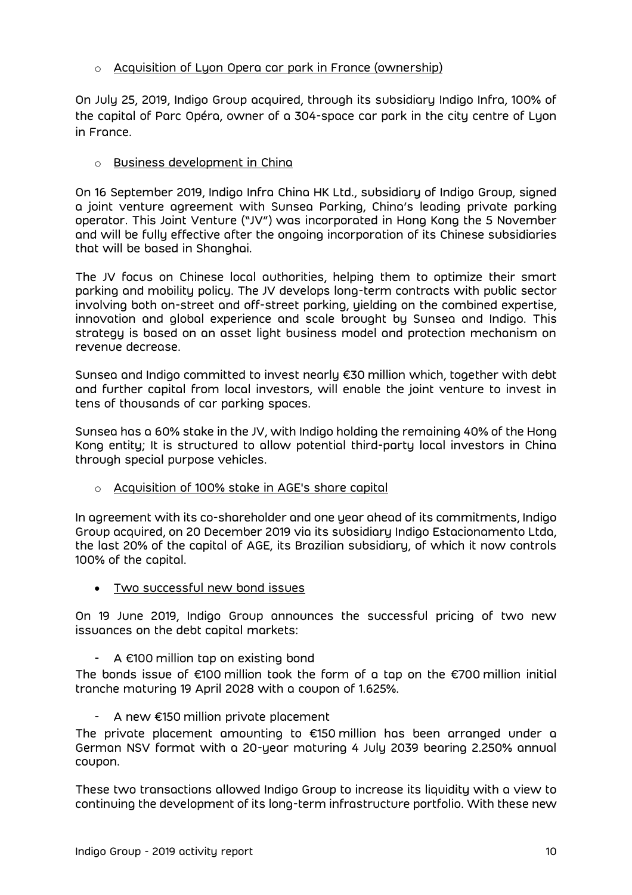- Acquisition of Lyon Opera car park in France (ownership)

On July 25, 2019, Indigo Group acquired, through its subsidiary Indigo Infra, 100% of the capital of Parc Opéra, owner of a 304-space car park in the city centre of Lyon in France.

- Business development in China

On 16 September 2019, Indigo Infra China HK Ltd., subsidiary of Indigo Group, signed a joint venture agreement with Sunsea Parking, China's leading private parking operator. This Joint Venture ("JV") was incorporated in Hong Kong the 5 November and will be fully effective after the ongoing incorporation of its Chinese subsidiaries that will be based in Shanghai.

The JV focus on Chinese local authorities, helping them to optimize their smart parking and mobility policy. The JV develops long-term contracts with public sector involving both on-street and off-street parking, yielding on the combined expertise, innovation and global experience and scale brought by Sunsea and Indigo. This strategy is based on an asset light business model and protection mechanism on revenue decrease.

Sunsea and Indigo committed to invest nearly €30 million which, together with debt and further capital from local investors, will enable the joint venture to invest in tens of thousands of car parking spaces.

Sunsea has a 60% stake in the JV, with Indigo holding the remaining 40% of the Hong Kong entity; It is structured to allow potential third-party local investors in China through special purpose vehicles.

- Acquisition of 100% stake in AGE's share capital

In agreement with its co-shareholder and one year ahead of its commitments, Indigo Group acquired, on 20 December 2019 via its subsidiary Indigo Estacionamento Ltda, the last 20% of the capital of AGE, its Brazilian subsidiary, of which it now controls 100% of the capital.

- Two successful new bond issues

On 19 June 2019, Indigo Group announces the successful pricing of two new issuances on the debt capital markets:

- A €100 million tap on existing bond

The bonds issue of €100 million took the form of a tap on the €700 million initial tranche maturing 19 April 2028 with a coupon of 1.625%.

- A new €150 million private placement

The private placement amounting to €150 million has been arranged under a German NSV format with a 20-year maturing 4 July 2039 bearing 2.250% annual coupon.

These two transactions allowed Indigo Group to increase its liquidity with a view to continuing the development of its long-term infrastructure portfolio. With these new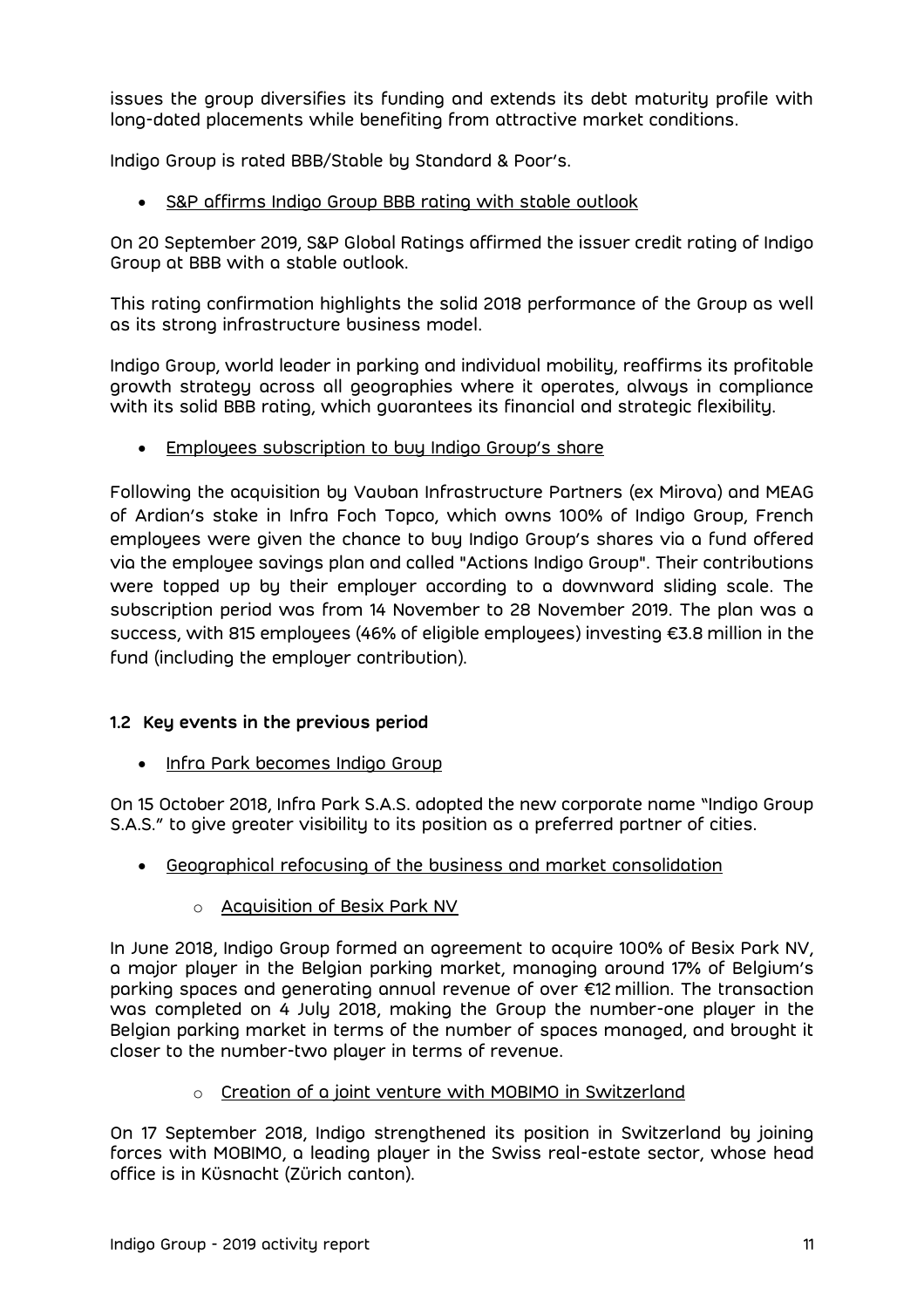issues the group diversifies its funding and extends its debt maturity profile with long-dated placements while benefiting from attractive market conditions.

Indigo Group is rated BBB/Stable by Standard & Poor's.

- S&P affirms Indigo Group BBB rating with stable outlook

On 20 September 2019, S&P Global Ratings affirmed the issuer credit rating of Indigo Group at BBB with a stable outlook.

This rating confirmation highlights the solid 2018 performance of the Group as well as its strong infrastructure business model.

Indigo Group, world leader in parking and individual mobility, reaffirms its profitable growth strategy across all geographies where it operates, always in compliance with its solid BBB rating, which guarantees its financial and strategic flexibility.

- Employees subscription to buy Indigo Group's share

Following the acquisition by Vauban Infrastructure Partners (ex Mirova) and MEAG of Ardian's stake in Infra Foch Topco, which owns 100% of Indigo Group, French employees were given the chance to buy Indigo Group's shares via a fund offered via the employee savings plan and called "Actions Indigo Group". Their contributions were topped up by their employer according to a downward sliding scale. The subscription period was from 14 November to 28 November 2019. The plan was a success, with 815 employees (46% of eligible employees) investing €3.8 million in the fund (including the employer contribution).

## 1.2 Key events in the previous period

- Infra Park becomes Indigo Group

On 15 October 2018, Infra Park S.A.S. adopted the new corporate name "Indigo Group S.A.S." to give greater visibility to its position as a preferred partner of cities.

- Geographical refocusing of the business and market consolidation
    - Acquisition of Besix Park NV

In June 2018, Indigo Group formed an agreement to acquire 100% of Besix Park NV, a major player in the Belgian parking market, managing around 17% of Belgium's parking spaces and generating annual revenue of over €12 million. The transaction was completed on 4 July 2018, making the Group the number-one player in the Belgian parking market in terms of the number of spaces managed, and brought it closer to the number-two player in terms of revenue.

- Creation of a joint venture with MOBIMO in Switzerland

On 17 September 2018, Indigo strengthened its position in Switzerland by joining forces with MOBIMO, a leading player in the Swiss real-estate sector, whose head office is in Küsnacht (Zürich canton).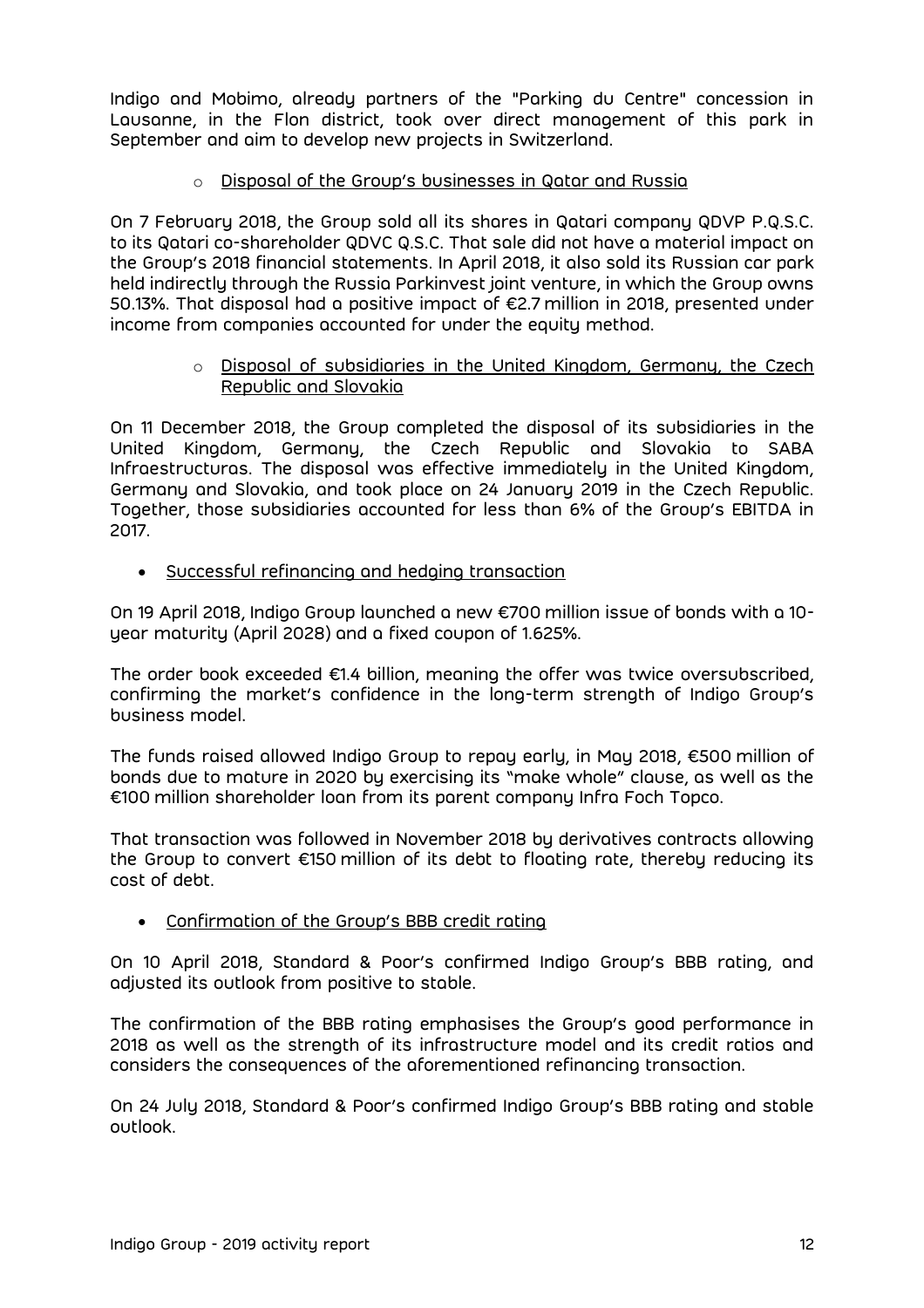Indigo and Mobimo, already partners of the "Parking du Centre" concession in Lausanne, in the Flon district, took over direct management of this park in September and aim to develop new projects in Switzerland.

- Disposal of the Group's businesses in Qatar and Russia

On 7 February 2018, the Group sold all its shares in Qatari company QDVP P.Q.S.C. to its Qatari co-shareholder QDVC Q.S.C. That sale did not have a material impact on the Group's 2018 financial statements. In April 2018, it also sold its Russian car park held indirectly through the Russia Parkinvest joint venture, in which the Group owns 50.13%. That disposal had a positive impact of €2.7 million in 2018, presented under income from companies accounted for under the equity method.

- Disposal of subsidiaries in the United Kingdom, Germany, the Czech Republic and Slovakia

On 11 December 2018, the Group completed the disposal of its subsidiaries in the United Kingdom, Germany, the Czech Republic and Slovakia to SABA Infraestructuras. The disposal was effective immediately in the United Kingdom, Germany and Slovakia, and took place on 24 January 2019 in the Czech Republic. Together, those subsidiaries accounted for less than 6% of the Group's EBITDA in 2017.

- Successful refinancing and hedging transaction

On 19 April 2018, Indigo Group launched a new €700 million issue of bonds with a 10-year maturity (April 2028) and a fixed coupon of 1.625%.

The order book exceeded €1.4 billion, meaning the offer was twice oversubscribed, confirming the market's confidence in the long-term strength of Indigo Group's business model.

The funds raised allowed Indigo Group to repay early, in May 2018, €500 million of bonds due to mature in 2020 by exercising its "make whole" clause, as well as the €100 million shareholder loan from its parent company Infra Foch Topco.

That transaction was followed in November 2018 by derivatives contracts allowing the Group to convert €150 million of its debt to floating rate, thereby reducing its cost of debt.

- Confirmation of the Group's BBB credit rating

On 10 April 2018, Standard & Poor's confirmed Indigo Group's BBB rating, and adjusted its outlook from positive to stable.

The confirmation of the BBB rating emphasises the Group's good performance in 2018 as well as the strength of its infrastructure model and its credit ratios and considers the consequences of the aforementioned refinancing transaction.

On 24 July 2018, Standard & Poor's confirmed Indigo Group's BBB rating and stable outlook.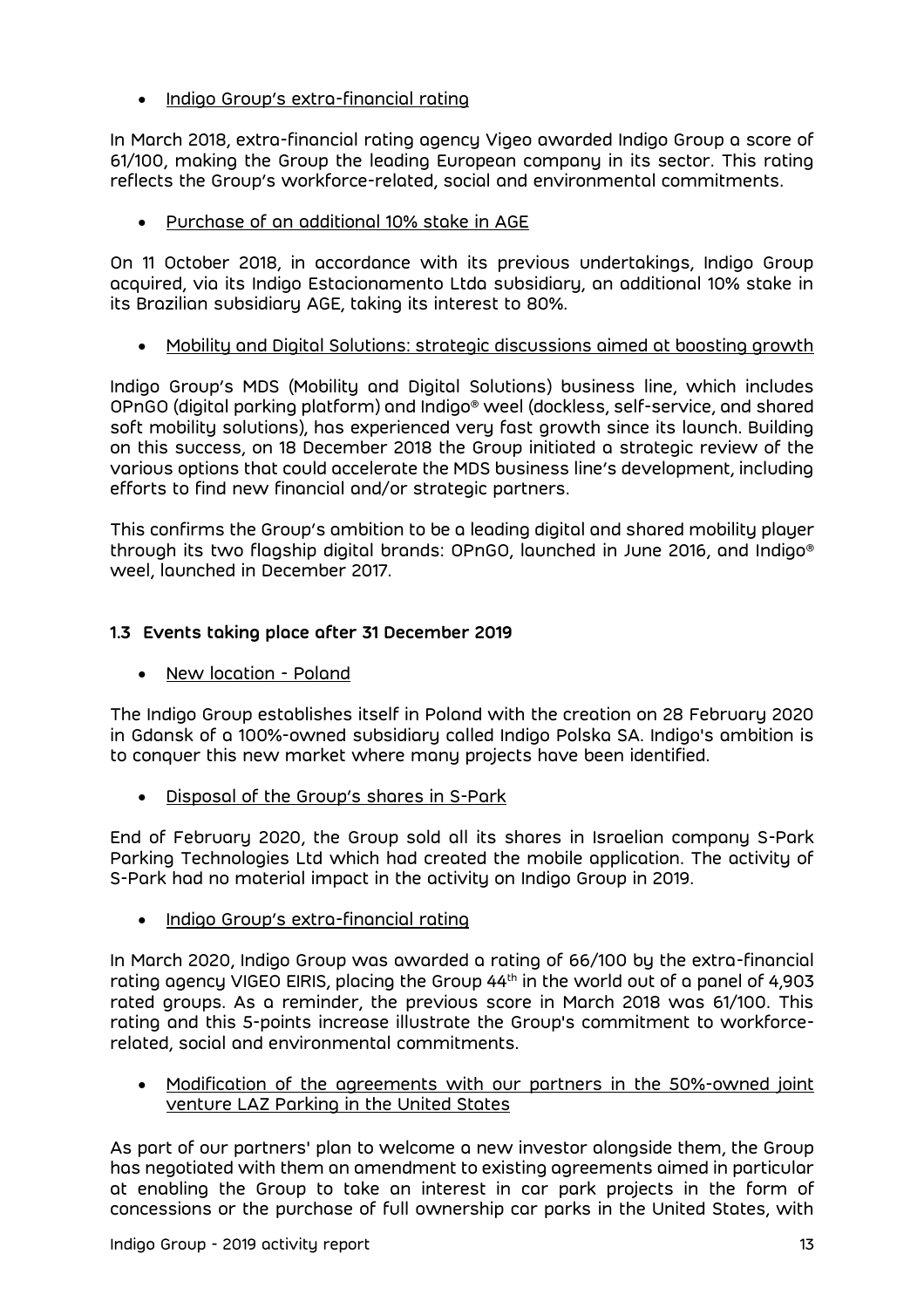- Indigo Group's extra-financial rating

In March 2018, extra-financial rating agency Vigeo awarded Indigo Group a score of 61/100, making the Group the leading European company in its sector. This rating reflects the Group's workforce-related, social and environmental commitments.

- Purchase of an additional 10% stake in AGE

On 11 October 2018, in accordance with its previous undertakings, Indigo Group acquired, via its Indigo Estacionamento Ltda subsidiary, an additional 10% stake in its Brazilian subsidiary AGE, taking its interest to 80%.

- Mobility and Digital Solutions: strategic discussions aimed at boosting growth

Indigo Group's MDS (Mobility and Digital Solutions) business line, which includes OPnGO (digital parking platform) and Indigo® weel (dockless, self-service, and shared soft mobility solutions), has experienced very fast growth since its launch. Building on this success, on 18 December 2018 the Group initiated a strategic review of the various options that could accelerate the MDS business line's development, including efforts to find new financial and/or strategic partners.

This confirms the Group's ambition to be a leading digital and shared mobility player through its two flagship digital brands: OPnGO, launched in June 2016, and Indigo® weel, launched in December 2017.

### 1.3 Events taking place after 31 December 2019

- New location - Poland

The Indigo Group establishes itself in Poland with the creation on 28 February 2020 in Gdansk of a 100%-owned subsidiary called Indigo Polska SA. Indigo's ambition is to conquer this new market where many projects have been identified.

- Disposal of the Group's shares in S-Park

End of February 2020, the Group sold all its shares in Israelian company S-Park Parking Technologies Ltd which had created the mobile application. The activity of S-Park had no material impact in the activity on Indigo Group in 2019.

- Indigo Group's extra-financial rating

In March 2020, Indigo Group was awarded a rating of 66/100 by the extra-financial rating agency VIGEO EIRIS, placing the Group 44th in the world out of a panel of 4,903 rated groups. As a reminder, the previous score in March 2018 was 61/100. This rating and this 5-points increase illustrate the Group's commitment to workforce-related, social and environmental commitments.

- Modification of the agreements with our partners in the 50%-owned joint venture LAZ Parking in the United States

As part of our partners' plan to welcome a new investor alongside them, the Group has negotiated with them an amendment to existing agreements aimed in particular at enabling the Group to take an interest in car park projects in the form of concessions or the purchase of full ownership car parks in the United States, with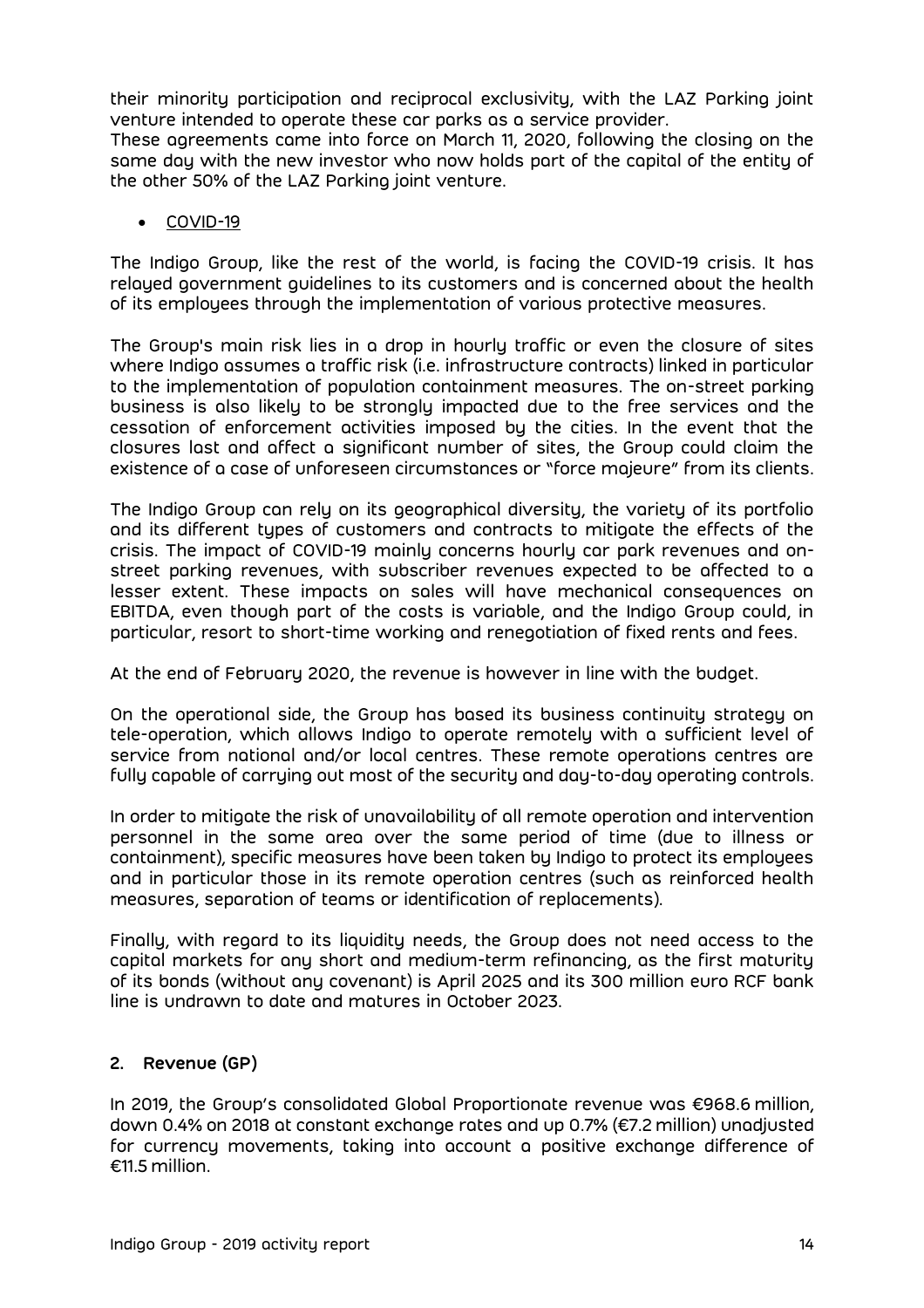their minority participation and reciprocal exclusivity, with the LAZ Parking joint venture intended to operate these car parks as a service provider.
These agreements came into force on March 11, 2020, following the closing on the same day with the new investor who now holds part of the capital of the entity of the other 50% of the LAZ Parking joint venture.

- COVID-19

The Indigo Group, like the rest of the world, is facing the COVID-19 crisis. It has relayed government guidelines to its customers and is concerned about the health of its employees through the implementation of various protective measures.

The Group's main risk lies in a drop in hourly traffic or even the closure of sites where Indigo assumes a traffic risk (i.e. infrastructure contracts) linked in particular to the implementation of population containment measures. The on-street parking business is also likely to be strongly impacted due to the free services and the cessation of enforcement activities imposed by the cities. In the event that the closures last and affect a significant number of sites, the Group could claim the existence of a case of unforeseen circumstances or "force majeure" from its clients.

The Indigo Group can rely on its geographical diversity, the variety of its portfolio and its different types of customers and contracts to mitigate the effects of the crisis. The impact of COVID-19 mainly concerns hourly car park revenues and on-street parking revenues, with subscriber revenues expected to be affected to a lesser extent. These impacts on sales will have mechanical consequences on EBITDA, even though part of the costs is variable, and the Indigo Group could, in particular, resort to short-time working and renegotiation of fixed rents and fees.

At the end of February 2020, the revenue is however in line with the budget.

On the operational side, the Group has based its business continuity strategy on tele-operation, which allows Indigo to operate remotely with a sufficient level of service from national and/or local centres. These remote operations centres are fully capable of carrying out most of the security and day-to-day operating controls.

In order to mitigate the risk of unavailability of all remote operation and intervention personnel in the same area over the same period of time (due to illness or containment), specific measures have been taken by Indigo to protect its employees and in particular those in its remote operation centres (such as reinforced health measures, separation of teams or identification of replacements).

Finally, with regard to its liquidity needs, the Group does not need access to the capital markets for any short and medium-term refinancing, as the first maturity of its bonds (without any covenant) is April 2025 and its 300 million euro RCF bank line is undrawn to date and matures in October 2023.

## 2. Revenue (GP)

In 2019, the Group's consolidated Global Proportionate revenue was €968.6 million, down 0.4% on 2018 at constant exchange rates and up 0.7% (€7.2 million) unadjusted for currency movements, taking into account a positive exchange difference of €11.5 million.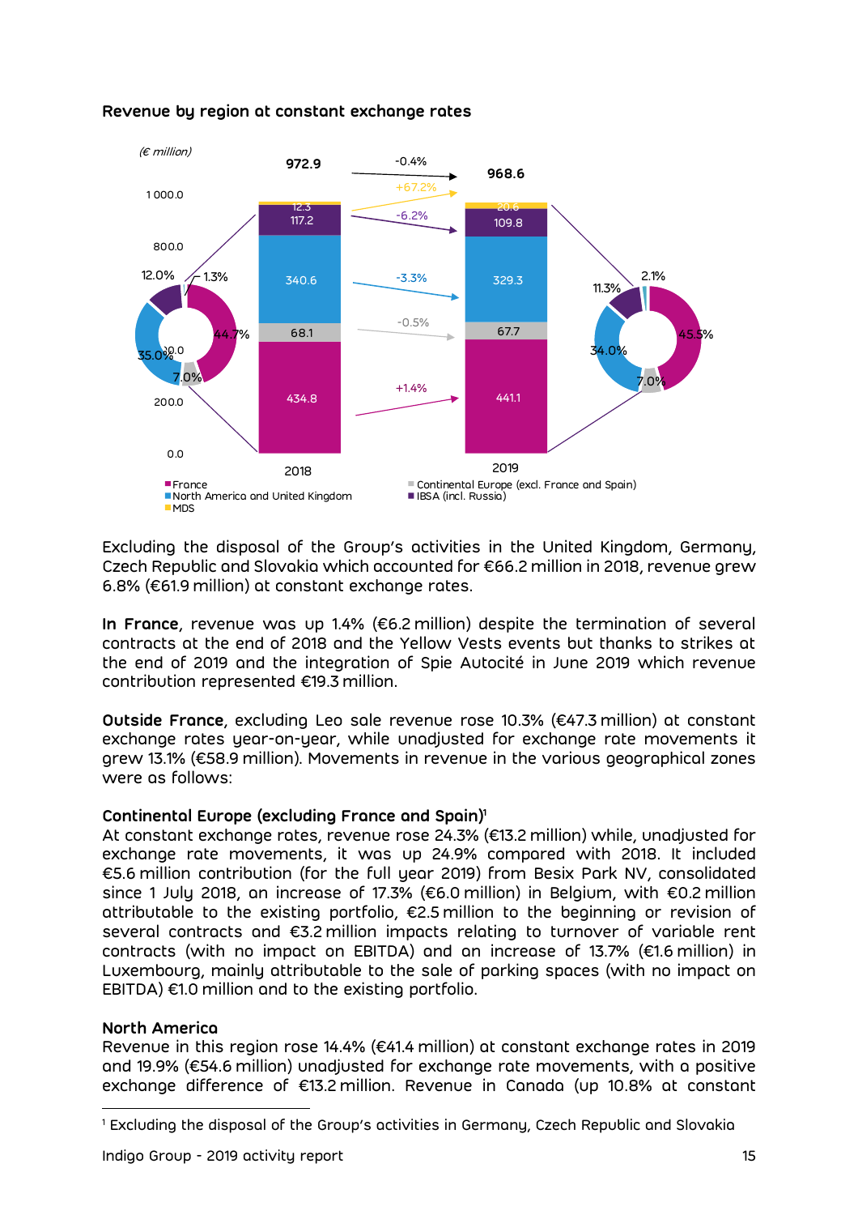**Revenue by region at constant exchange rates**

(€ million)

| | 2018 | Change | 2019 |
|---|---|---|---|
| France | 434.8 | +1.4% | 441.1 |
| Continental Europe (excl. France and Spain) | 68.1 | -0.5% | 67.7 |
| North America and United Kingdom | 340.6 | -3.3% | 329.3 |
| IBSA (incl. Russia) | 117.2 | -6.2% | 109.8 |
| MDS | 12.3 | +67.2% | 20.6 |
| **Total** | **972.9** | **-0.4%** | **968.6** |

Breakdown 2018: France 44.7%, Continental Europe 7.0%, North America and United Kingdom 35.0%, IBSA 12.0%, MDS 1.3%

Breakdown 2019: France 45.5%, Continental Europe 7.0%, North America and United Kingdom 34.0%, IBSA 11.3%, MDS 2.1%

Excluding the disposal of the Group's activities in the United Kingdom, Germany, Czech Republic and Slovakia which accounted for €66.2 million in 2018, revenue grew 6.8% (€61.9 million) at constant exchange rates.

**In France**, revenue was up 1.4% (€6.2 million) despite the termination of several contracts at the end of 2018 and the Yellow Vests events but thanks to strikes at the end of 2019 and the integration of Spie Autocité in June 2019 which revenue contribution represented €19.3 million.

**Outside France**, excluding Leo sale revenue rose 10.3% (€47.3 million) at constant exchange rates year-on-year, while unadjusted for exchange rate movements it grew 13.1% (€58.9 million). Movements in revenue in the various geographical zones were as follows:

**Continental Europe (excluding France and Spain)**[1]

At constant exchange rates, revenue rose 24.3% (€13.2 million) while, unadjusted for exchange rate movements, it was up 24.9% compared with 2018. It included €5.6 million contribution (for the full year 2019) from Besix Park NV, consolidated since 1 July 2018, an increase of 17.3% (€6.0 million) in Belgium, with €0.2 million attributable to the existing portfolio, €2.5 million to the beginning or revision of several contracts and €3.2 million impacts relating to turnover of variable rent contracts (with no impact on EBITDA) and an increase of 13.7% (€1.6 million) in Luxembourg, mainly attributable to the sale of parking spaces (with no impact on EBITDA) €1.0 million and to the existing portfolio.

**North America**

Revenue in this region rose 14.4% (€41.4 million) at constant exchange rates in 2019 and 19.9% (€54.6 million) unadjusted for exchange rate movements, with a positive exchange difference of €13.2 million. Revenue in Canada (up 10.8% at constant

[1] Excluding the disposal of the Group's activities in Germany, Czech Republic and Slovakia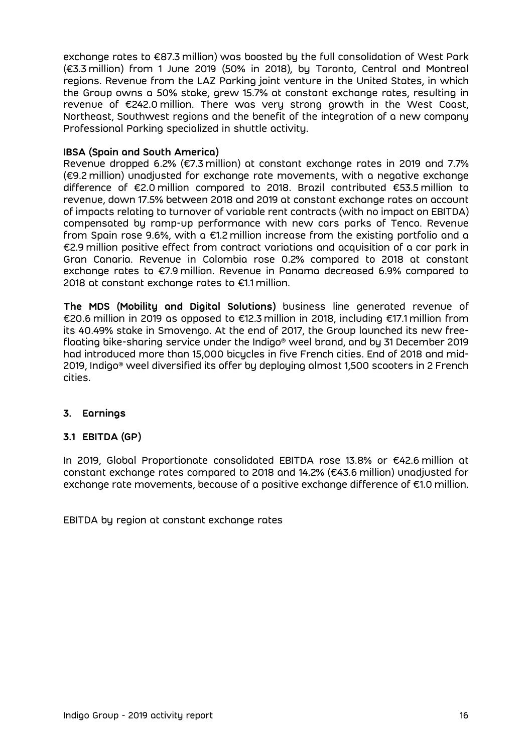exchange rates to €87.3 million) was boosted by the full consolidation of West Park (€3.3 million) from 1 June 2019 (50% in 2018), by Toronto, Central and Montreal regions. Revenue from the LAZ Parking joint venture in the United States, in which the Group owns a 50% stake, grew 15.7% at constant exchange rates, resulting in revenue of €242.0 million. There was very strong growth in the West Coast, Northeast, Southwest regions and the benefit of the integration of a new company Professional Parking specialized in shuttle activity.

**IBSA (Spain and South America)**

Revenue dropped 6.2% (€7.3 million) at constant exchange rates in 2019 and 7.7% (€9.2 million) unadjusted for exchange rate movements, with a negative exchange difference of €2.0 million compared to 2018. Brazil contributed €53.5 million to revenue, down 17.5% between 2018 and 2019 at constant exchange rates on account of impacts relating to turnover of variable rent contracts (with no impact on EBITDA) compensated by ramp-up performance with new cars parks of Tenco. Revenue from Spain rose 9.6%, with a €1.2 million increase from the existing portfolio and a €2.9 million positive effect from contract variations and acquisition of a car park in Gran Canaria. Revenue in Colombia rose 0.2% compared to 2018 at constant exchange rates to €7.9 million. Revenue in Panama decreased 6.9% compared to 2018 at constant exchange rates to €1.1 million.

**The MDS (Mobility and Digital Solutions)** business line generated revenue of €20.6 million in 2019 as opposed to €12.3 million in 2018, including €17.1 million from its 40.49% stake in Smovengo. At the end of 2017, the Group launched its new free-floating bike-sharing service under the Indigo® weel brand, and by 31 December 2019 had introduced more than 15,000 bicycles in five French cities. End of 2018 and mid-2019, Indigo® weel diversified its offer by deploying almost 1,500 scooters in 2 French cities.

## 3. Earnings

### 3.1 EBITDA (GP)

In 2019, Global Proportionate consolidated EBITDA rose 13.8% or €42.6 million at constant exchange rates compared to 2018 and 14.2% (€43.6 million) unadjusted for exchange rate movements, because of a positive exchange difference of €1.0 million.

EBITDA by region at constant exchange rates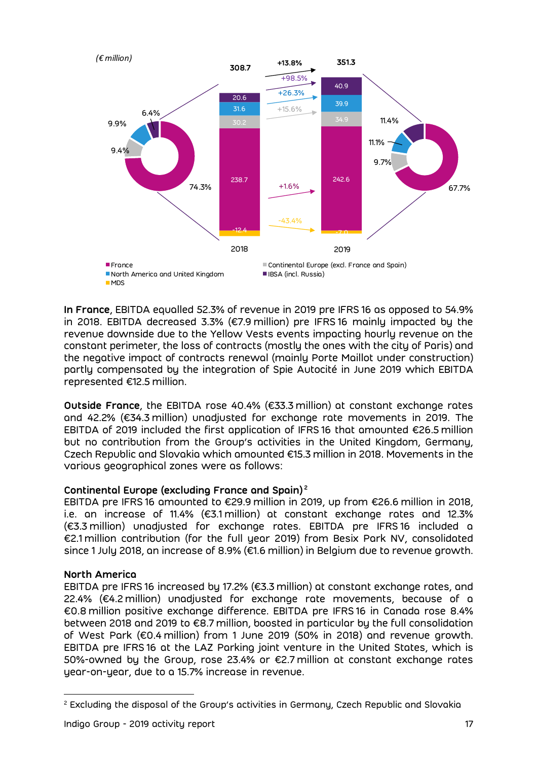(€ million)

| | 2018 | 2019 | Change |
|---|---|---|---|
| Total | 308.7 | 351.3 | +13.8% |
| IBSA (incl. Russia) | 20.6 | 40.9 | +98.5% |
| North America and United Kingdom | 31.6 | 39.9 | +26.3% |
| Continental Europe (excl. France and Spain) | 30.2 | 34.9 | +15.6% |
| France | 238.7 | 242.6 | +1.6% |
| MDS | -12.4 | -7.0 | -43.4% |

| | 2018 | 2019 |
|---|---|---|
| France | 74.3% | 67.7% |
| Continental Europe (excl. France and Spain) | 9.4% | 9.7% |
| North America and United Kingdom | 9.9% | 11.1% |
| IBSA (incl. Russia) | 6.4% | 11.4% |

**In France**, EBITDA equalled 52.3% of revenue in 2019 pre IFRS 16 as opposed to 54.9% in 2018. EBITDA decreased 3.3% (€7.9 million) pre IFRS 16 mainly impacted by the revenue downside due to the Yellow Vests events impacting hourly revenue on the constant perimeter, the loss of contracts (mostly the ones with the city of Paris) and the negative impact of contracts renewal (mainly Porte Maillot under construction) partly compensated by the integration of Spie Autocité in June 2019 which EBITDA represented €12.5 million.

**Outside France**, the EBITDA rose 40.4% (€33.3 million) at constant exchange rates and 42.2% (€34.3 million) unadjusted for exchange rate movements in 2019. The EBITDA of 2019 included the first application of IFRS 16 that amounted €26.5 million but no contribution from the Group's activities in the United Kingdom, Germany, Czech Republic and Slovakia which amounted €15.3 million in 2018. Movements in the various geographical zones were as follows:

**Continental Europe (excluding France and Spain)**[2]
EBITDA pre IFRS 16 amounted to €29.9 million in 2019, up from €26.6 million in 2018, i.e. an increase of 11.4% (€3.1 million) at constant exchange rates and 12.3% (€3.3 million) unadjusted for exchange rates. EBITDA pre IFRS 16 included a €2.1 million contribution (for the full year 2019) from Besix Park NV, consolidated since 1 July 2018, an increase of 8.9% (€1.6 million) in Belgium due to revenue growth.

**North America**
EBITDA pre IFRS 16 increased by 17.2% (€3.3 million) at constant exchange rates, and 22.4% (€4.2 million) unadjusted for exchange rate movements, because of a €0.8 million positive exchange difference. EBITDA pre IFRS 16 in Canada rose 8.4% between 2018 and 2019 to €8.7 million, boosted in particular by the full consolidation of West Park (€0.4 million) from 1 June 2019 (50% in 2018) and revenue growth. EBITDA pre IFRS 16 at the LAZ Parking joint venture in the United States, which is 50%-owned by the Group, rose 23.4% or €2.7 million at constant exchange rates year-on-year, due to a 15.7% increase in revenue.

[2] Excluding the disposal of the Group's activities in Germany, Czech Republic and Slovakia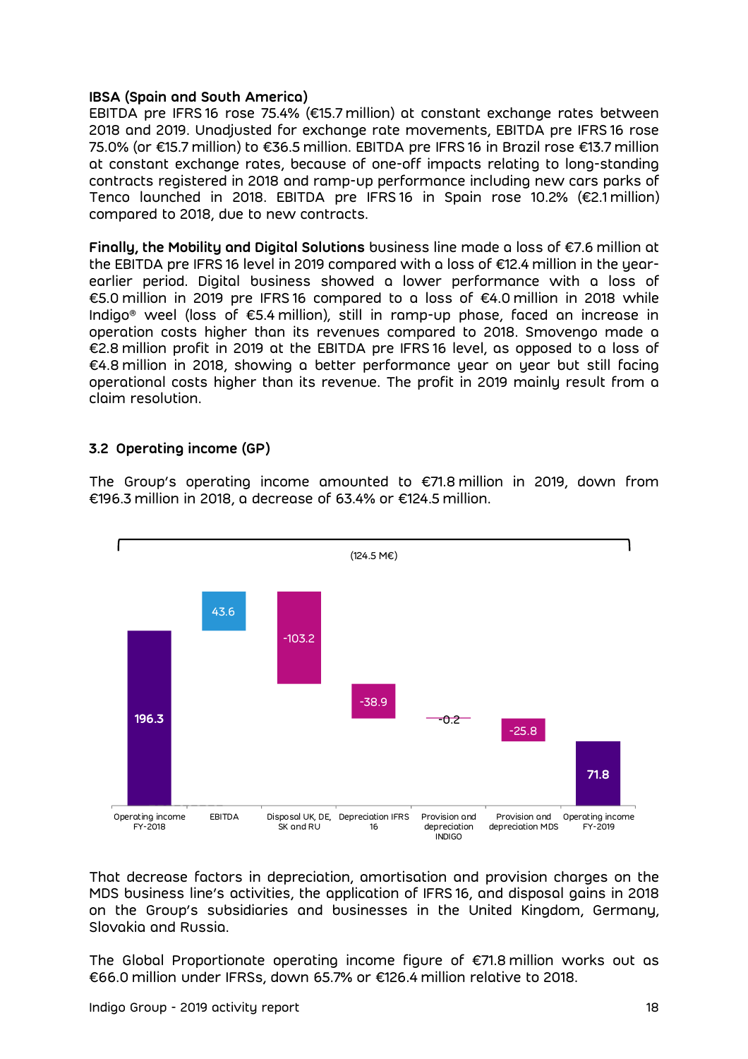**IBSA (Spain and South America)**
EBITDA pre IFRS 16 rose 75.4% (€15.7 million) at constant exchange rates between 2018 and 2019. Unadjusted for exchange rate movements, EBITDA pre IFRS 16 rose 75.0% (or €15.7 million) to €36.5 million. EBITDA pre IFRS 16 in Brazil rose €13.7 million at constant exchange rates, because of one-off impacts relating to long-standing contracts registered in 2018 and ramp-up performance including new cars parks of Tenco launched in 2018. EBITDA pre IFRS 16 in Spain rose 10.2% (€2.1 million) compared to 2018, due to new contracts.

**Finally, the Mobility and Digital Solutions** business line made a loss of €7.6 million at the EBITDA pre IFRS 16 level in 2019 compared with a loss of €12.4 million in the year-earlier period. Digital business showed a lower performance with a loss of €5.0 million in 2019 pre IFRS 16 compared to a loss of €4.0 million in 2018 while Indigo® weel (loss of €5.4 million), still in ramp-up phase, faced an increase in operation costs higher than its revenues compared to 2018. Smovengo made a €2.8 million profit in 2019 at the EBITDA pre IFRS 16 level, as opposed to a loss of €4.8 million in 2018, showing a better performance year on year but still facing operational costs higher than its revenue. The profit in 2019 mainly result from a claim resolution.

### 3.2 Operating income (GP)

The Group's operating income amounted to €71.8 million in 2019, down from €196.3 million in 2018, a decrease of 63.4% or €124.5 million.

(124.5 M€)

| Operating income FY-2018 | EBITDA | Disposal UK, DE, SK and RU | Depreciation IFRS 16 | Provision and depreciation INDIGO | Provision and depreciation MDS | Operating income FY-2019 |
|---|---|---|---|---|---|---|
| 196.3 | 43.6 | -103.2 | -38.9 | -0.2 | -25.8 | 71.8 |

That decrease factors in depreciation, amortisation and provision charges on the MDS business line's activities, the application of IFRS 16, and disposal gains in 2018 on the Group's subsidiaries and businesses in the United Kingdom, Germany, Slovakia and Russia.

The Global Proportionate operating income figure of €71.8 million works out as €66.0 million under IFRSs, down 65.7% or €126.4 million relative to 2018.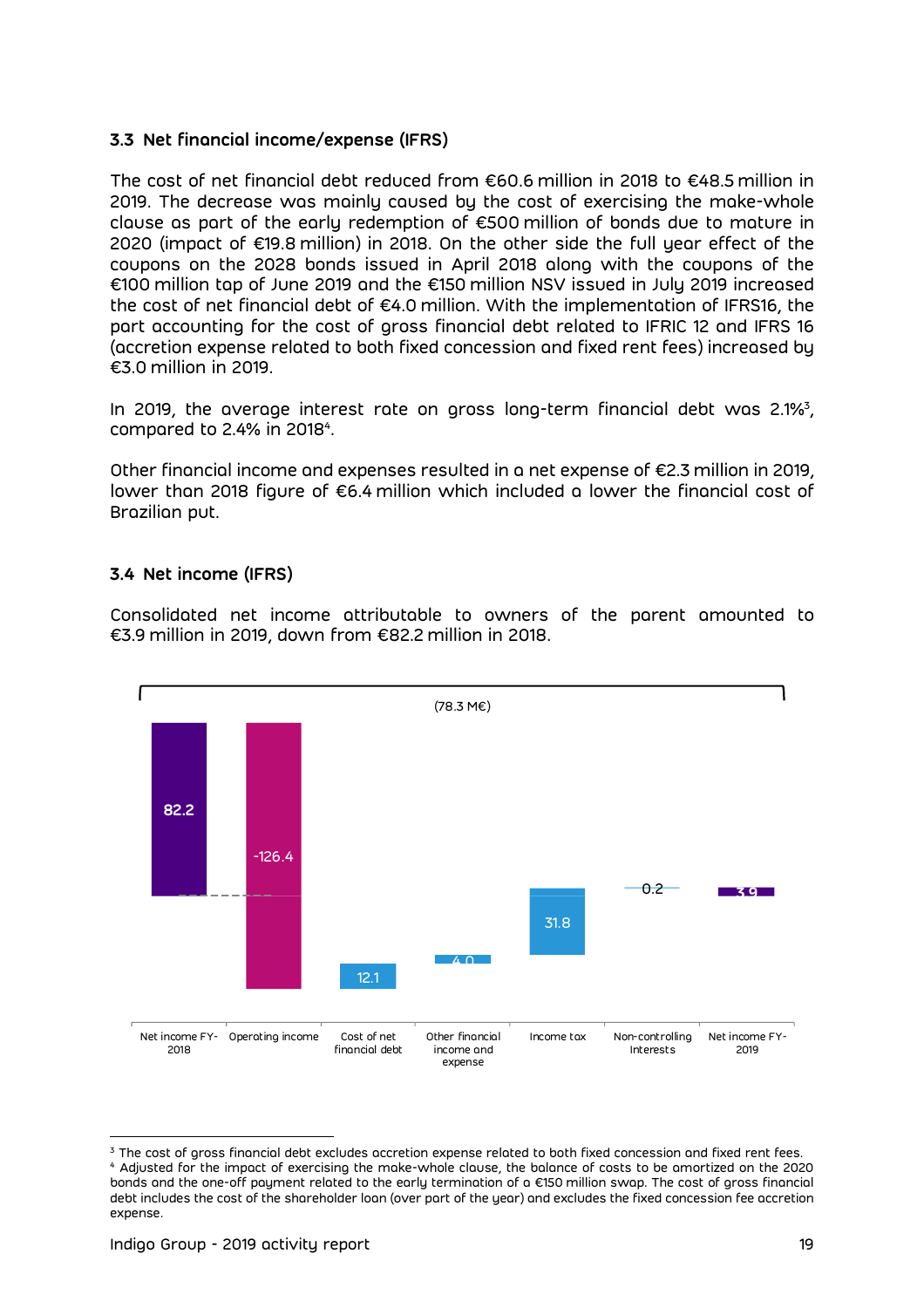### 3.3 Net financial income/expense (IFRS)

The cost of net financial debt reduced from €60.6 million in 2018 to €48.5 million in 2019. The decrease was mainly caused by the cost of exercising the make-whole clause as part of the early redemption of €500 million of bonds due to mature in 2020 (impact of €19.8 million) in 2018. On the other side the full year effect of the coupons on the 2028 bonds issued in April 2018 along with the coupons of the €100 million tap of June 2019 and the €150 million NSV issued in July 2019 increased the cost of net financial debt of €4.0 million. With the implementation of IFRS16, the part accounting for the cost of gross financial debt related to IFRIC 12 and IFRS 16 (accretion expense related to both fixed concession and fixed rent fees) increased by €3.0 million in 2019.

In 2019, the average interest rate on gross long-term financial debt was 2.1%[3], compared to 2.4% in 2018[4].

Other financial income and expenses resulted in a net expense of €2.3 million in 2019, lower than 2018 figure of €6.4 million which included a lower the financial cost of Brazilian put.

### 3.4 Net income (IFRS)

Consolidated net income attributable to owners of the parent amounted to €3.9 million in 2019, down from €82.2 million in 2018.

(78.3 M€)

| Net income FY-2018 | Operating income | Cost of net financial debt | Other financial income and expense | Income tax | Non-controlling Interests | Net income FY-2019 |
|---|---|---|---|---|---|---|
| 82.2 | -126.4 | 12.1 | 4.0 | 31.8 | 0.2 | 3.9 |

[3] The cost of gross financial debt excludes accretion expense related to both fixed concession and fixed rent fees.

[4] Adjusted for the impact of exercising the make-whole clause, the balance of costs to be amortized on the 2020 bonds and the one-off payment related to the early termination of a €150 million swap. The cost of gross financial debt includes the cost of the shareholder loan (over part of the year) and excludes the fixed concession fee accretion expense.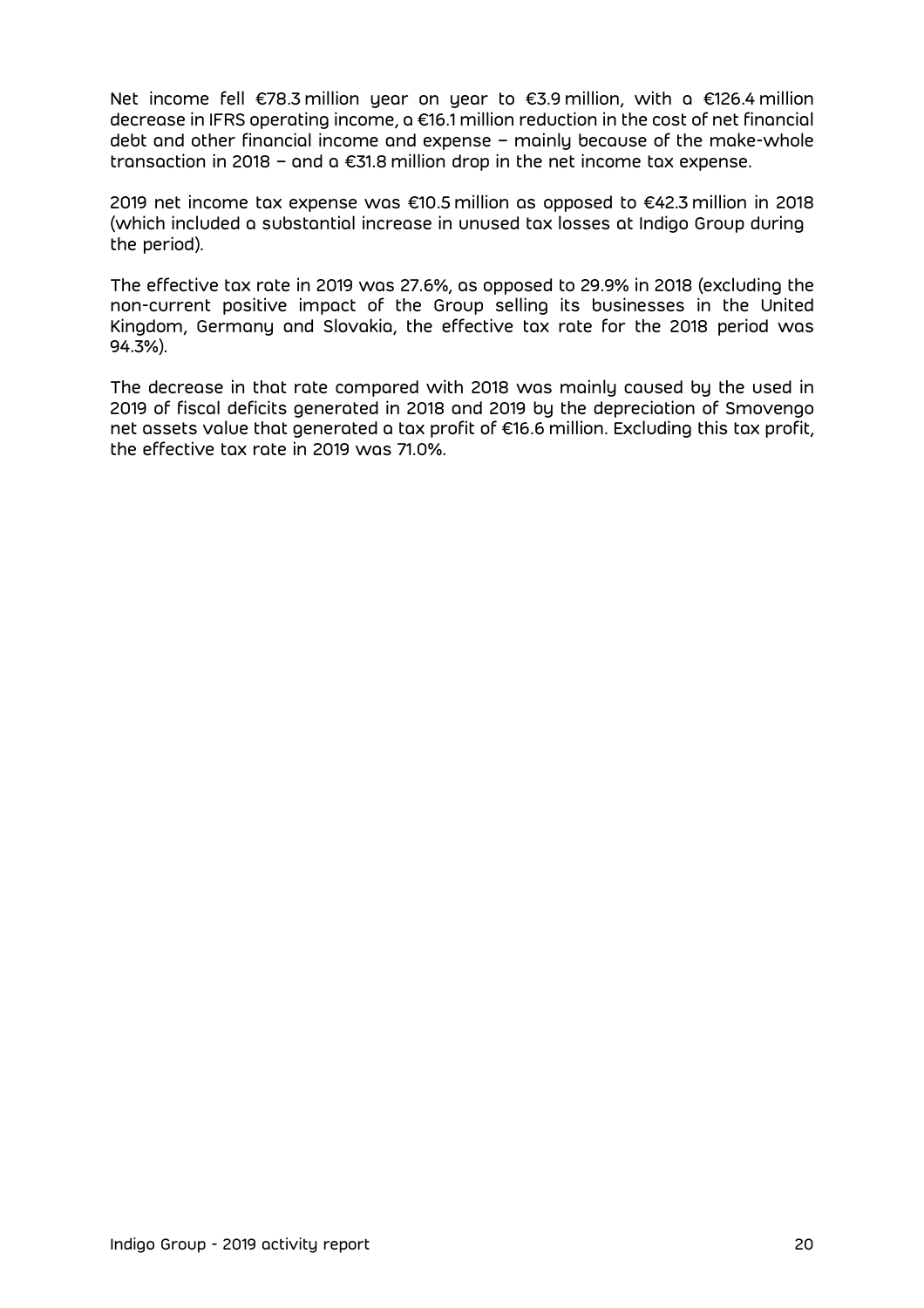Net income fell €78.3 million year on year to €3.9 million, with a €126.4 million decrease in IFRS operating income, a €16.1 million reduction in the cost of net financial debt and other financial income and expense – mainly because of the make-whole transaction in 2018 – and a €31.8 million drop in the net income tax expense.

2019 net income tax expense was €10.5 million as opposed to €42.3 million in 2018 (which included a substantial increase in unused tax losses at Indigo Group during the period).

The effective tax rate in 2019 was 27.6%, as opposed to 29.9% in 2018 (excluding the non-current positive impact of the Group selling its businesses in the United Kingdom, Germany and Slovakia, the effective tax rate for the 2018 period was 94.3%).

The decrease in that rate compared with 2018 was mainly caused by the used in 2019 of fiscal deficits generated in 2018 and 2019 by the depreciation of Smovengo net assets value that generated a tax profit of €16.6 million. Excluding this tax profit, the effective tax rate in 2019 was 71.0%.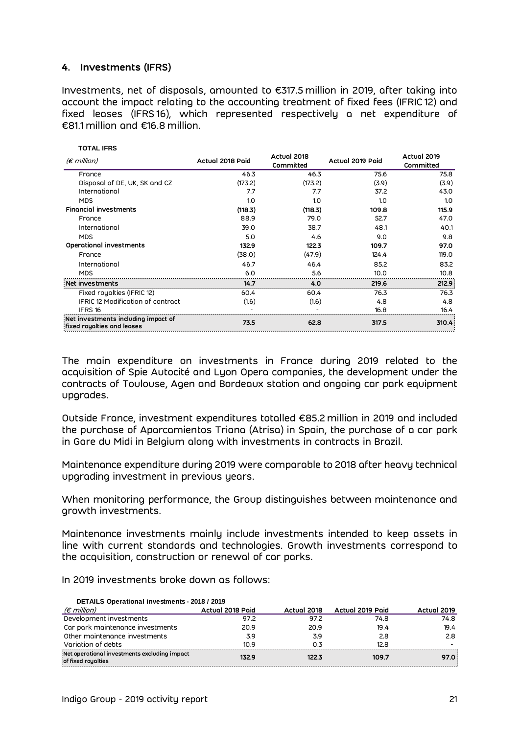## 4. Investments (IFRS)

Investments, net of disposals, amounted to €317.5 million in 2019, after taking into account the impact relating to the accounting treatment of fixed fees (IFRIC 12) and fixed leases (IFRS 16), which represented respectively a net expenditure of €81.1 million and €16.8 million.

**TOTAL IFRS**

| *(€ million)* | Actual 2018 Paid | Actual 2018 Committed | Actual 2019 Paid | Actual 2019 Committed |
|---|---|---|---|---|
| France | 46.3 | 46.3 | 75.6 | 75.8 |
| Disposal of DE, UK, SK and CZ | (173.2) | (173.2) | (3.9) | (3.9) |
| International | 7.7 | 7.7 | 37.2 | 43.0 |
| MDS | 1.0 | 1.0 | 1.0 | 1.0 |
| **Financial investments** | **(118.3)** | **(118.3)** | **109.8** | **115.9** |
| France | 88.9 | 79.0 | 52.7 | 47.0 |
| International | 39.0 | 38.7 | 48.1 | 40.1 |
| MDS | 5.0 | 4.6 | 9.0 | 9.8 |
| **Operational investments** | **132.9** | **122.3** | **109.7** | **97.0** |
| France | (38.0) | (47.9) | 124.4 | 119.0 |
| International | 46.7 | 46.4 | 85.2 | 83.2 |
| MDS | 6.0 | 5.6 | 10.0 | 10.8 |
| **Net investments** | **14.7** | **4.0** | **219.6** | **212.9** |
| Fixed royalties (IFRIC 12) | 60.4 | 60.4 | 76.3 | 76.3 |
| IFRIC 12 Modification of contract | (1.6) | (1.6) | 4.8 | 4.8 |
| IFRS 16 | - | - | 16.8 | 16.4 |
| **Net investments including impact of fixed royalties and leases** | **73.5** | **62.8** | **317.5** | **310.4** |

The main expenditure on investments in France during 2019 related to the acquisition of Spie Autocité and Lyon Opera companies, the development under the contracts of Toulouse, Agen and Bordeaux station and ongoing car park equipment upgrades.

Outside France, investment expenditures totalled €85.2 million in 2019 and included the purchase of Aparcamientos Triana (Atrisa) in Spain, the purchase of a car park in Gare du Midi in Belgium along with investments in contracts in Brazil.

Maintenance expenditure during 2019 were comparable to 2018 after heavy technical upgrading investment in previous years.

When monitoring performance, the Group distinguishes between maintenance and growth investments.

Maintenance investments mainly include investments intended to keep assets in line with current standards and technologies. Growth investments correspond to the acquisition, construction or renewal of car parks.

In 2019 investments broke down as follows:

**DETAILS Operational investments - 2018 / 2019**

| *(€ million)* | Actual 2018 Paid | Actual 2018 | Actual 2019 Paid | Actual 2019 |
|---|---|---|---|---|
| Development investments | 97.2 | 97.2 | 74.8 | 74.8 |
| Car park maintenance investments | 20.9 | 20.9 | 19.4 | 19.4 |
| Other maintenance investments | 3.9 | 3.9 | 2.8 | 2.8 |
| Variation of debts | 10.9 | 0.3 | 12.8 | - |
| **Net operational investments excluding impact of fixed royalties** | **132.9** | **122.3** | **109.7** | **97.0** |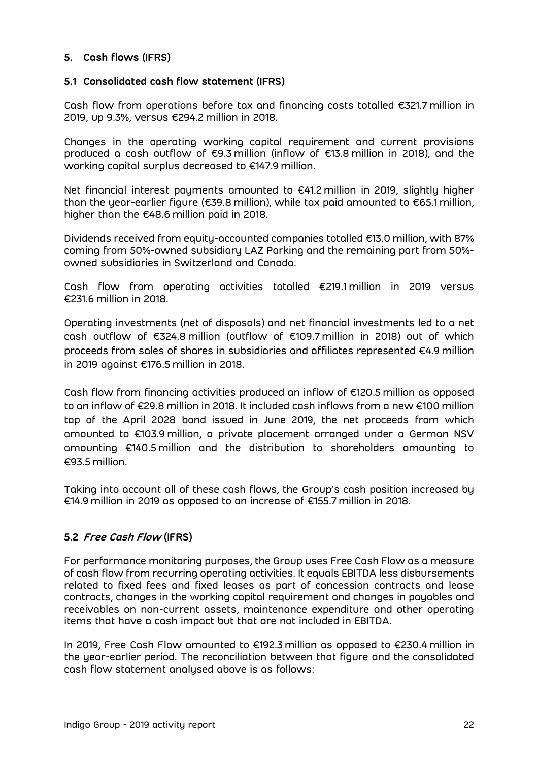## 5. Cash flows (IFRS)

### 5.1 Consolidated cash flow statement (IFRS)

Cash flow from operations before tax and financing costs totalled €321.7 million in 2019, up 9.3%, versus €294.2 million in 2018.

Changes in the operating working capital requirement and current provisions produced a cash outflow of €9.3 million (inflow of €13.8 million in 2018), and the working capital surplus decreased to €147.9 million.

Net financial interest payments amounted to €41.2 million in 2019, slightly higher than the year-earlier figure (€39.8 million), while tax paid amounted to €65.1 million, higher than the €48.6 million paid in 2018.

Dividends received from equity-accounted companies totalled €13.0 million, with 87% coming from 50%-owned subsidiary LAZ Parking and the remaining part from 50%-owned subsidiaries in Switzerland and Canada.

Cash flow from operating activities totalled €219.1 million in 2019 versus €231.6 million in 2018.

Operating investments (net of disposals) and net financial investments led to a net cash outflow of €324.8 million (outflow of €109.7 million in 2018) out of which proceeds from sales of shares in subsidiaries and affiliates represented €4.9 million in 2019 against €176.5 million in 2018.

Cash flow from financing activities produced an inflow of €120.5 million as opposed to an inflow of €29.8 million in 2018. It included cash inflows from a new €100 million tap of the April 2028 bond issued in June 2019, the net proceeds from which amounted to €103.9 million, a private placement arranged under a German NSV amounting €140.5 million and the distribution to shareholders amounting to €93.5 million.

Taking into account all of these cash flows, the Group's cash position increased by €14.9 million in 2019 as opposed to an increase of €155.7 million in 2018.

### 5.2 *Free Cash Flow* (IFRS)

For performance monitoring purposes, the Group uses Free Cash Flow as a measure of cash flow from recurring operating activities. It equals EBITDA less disbursements related to fixed fees and fixed leases as part of concession contracts and lease contracts, changes in the working capital requirement and changes in payables and receivables on non-current assets, maintenance expenditure and other operating items that have a cash impact but that are not included in EBITDA.

In 2019, Free Cash Flow amounted to €192.3 million as opposed to €230.4 million in the year-earlier period. The reconciliation between that figure and the consolidated cash flow statement analysed above is as follows: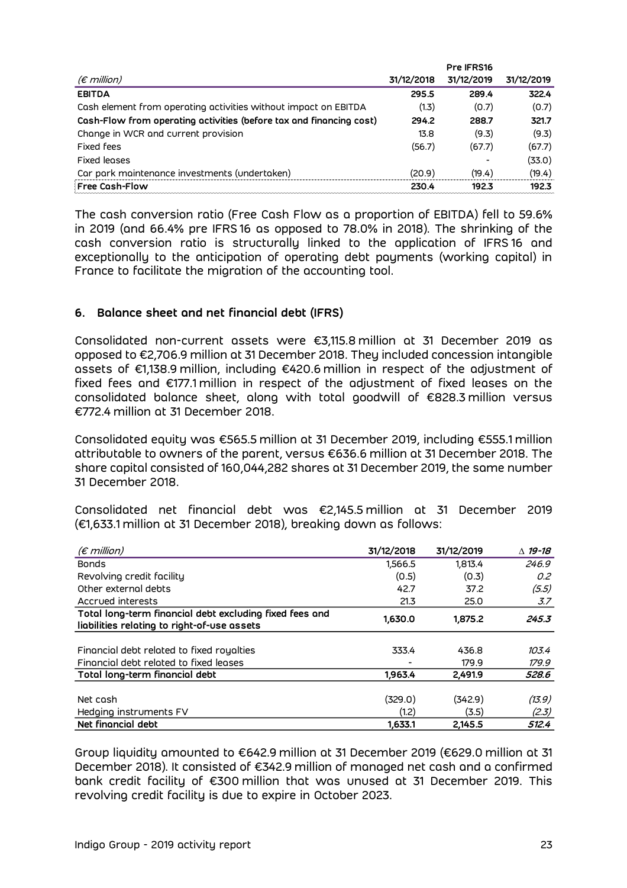| (€ million) | 31/12/2018 | Pre IFRS16 31/12/2019 | 31/12/2019 |
|---|---|---|---|
| **EBITDA** | **295.5** | **289.4** | **322.4** |
| Cash element from operating activities without impact on EBITDA | (1.3) | (0.7) | (0.7) |
| **Cash-Flow from operating activities (before tax and financing cost)** | **294.2** | **288.7** | **321.7** |
| Change in WCR and current provision | 13.8 | (9.3) | (9.3) |
| Fixed fees | (56.7) | (67.7) | (67.7) |
| Fixed leases | | - | (33.0) |
| Car park maintenance investments (undertaken) | (20.9) | (19.4) | (19.4) |
| **Free Cash-Flow** | **230.4** | **192.3** | **192.3** |

The cash conversion ratio (Free Cash Flow as a proportion of EBITDA) fell to 59.6% in 2019 (and 66.4% pre IFRS 16 as opposed to 78.0% in 2018). The shrinking of the cash conversion ratio is structurally linked to the application of IFRS 16 and exceptionally to the anticipation of operating debt payments (working capital) in France to facilitate the migration of the accounting tool.

## 6. Balance sheet and net financial debt (IFRS)

Consolidated non-current assets were €3,115.8 million at 31 December 2019 as opposed to €2,706.9 million at 31 December 2018. They included concession intangible assets of €1,138.9 million, including €420.6 million in respect of the adjustment of fixed fees and €177.1 million in respect of the adjustment of fixed leases on the consolidated balance sheet, along with total goodwill of €828.3 million versus €772.4 million at 31 December 2018.

Consolidated equity was €565.5 million at 31 December 2019, including €555.1 million attributable to owners of the parent, versus €636.6 million at 31 December 2018. The share capital consisted of 160,044,282 shares at 31 December 2019, the same number 31 December 2018.

Consolidated net financial debt was €2,145.5 million at 31 December 2019 (€1,633.1 million at 31 December 2018), breaking down as follows:

| (€ million) | 31/12/2018 | 31/12/2019 | Δ 19-18 |
|---|---|---|---|
| Bonds | 1,566.5 | 1,813.4 | *246.9* |
| Revolving credit facility | (0.5) | (0.3) | *0.2* |
| Other external debts | 42.7 | 37.2 | *(5.5)* |
| Accrued interests | 21.3 | 25.0 | *3.7* |
| **Total long-term financial debt excluding fixed fees and liabilities relating to right-of-use assets** | **1,630.0** | **1,875.2** | ***245.3*** |
| Financial debt related to fixed royalties | 333.4 | 436.8 | *103.4* |
| Financial debt related to fixed leases | - | 179.9 | *179.9* |
| **Total long-term financial debt** | **1,963.4** | **2,491.9** | ***528.6*** |
| Net cash | (329.0) | (342.9) | *(13.9)* |
| Hedging instruments FV | (1.2) | (3.5) | *(2.3)* |
| **Net financial debt** | **1,633.1** | **2,145.5** | ***512.4*** |

Group liquidity amounted to €642.9 million at 31 December 2019 (€629.0 million at 31 December 2018). It consisted of €342.9 million of managed net cash and a confirmed bank credit facility of €300 million that was unused at 31 December 2019. This revolving credit facility is due to expire in October 2023.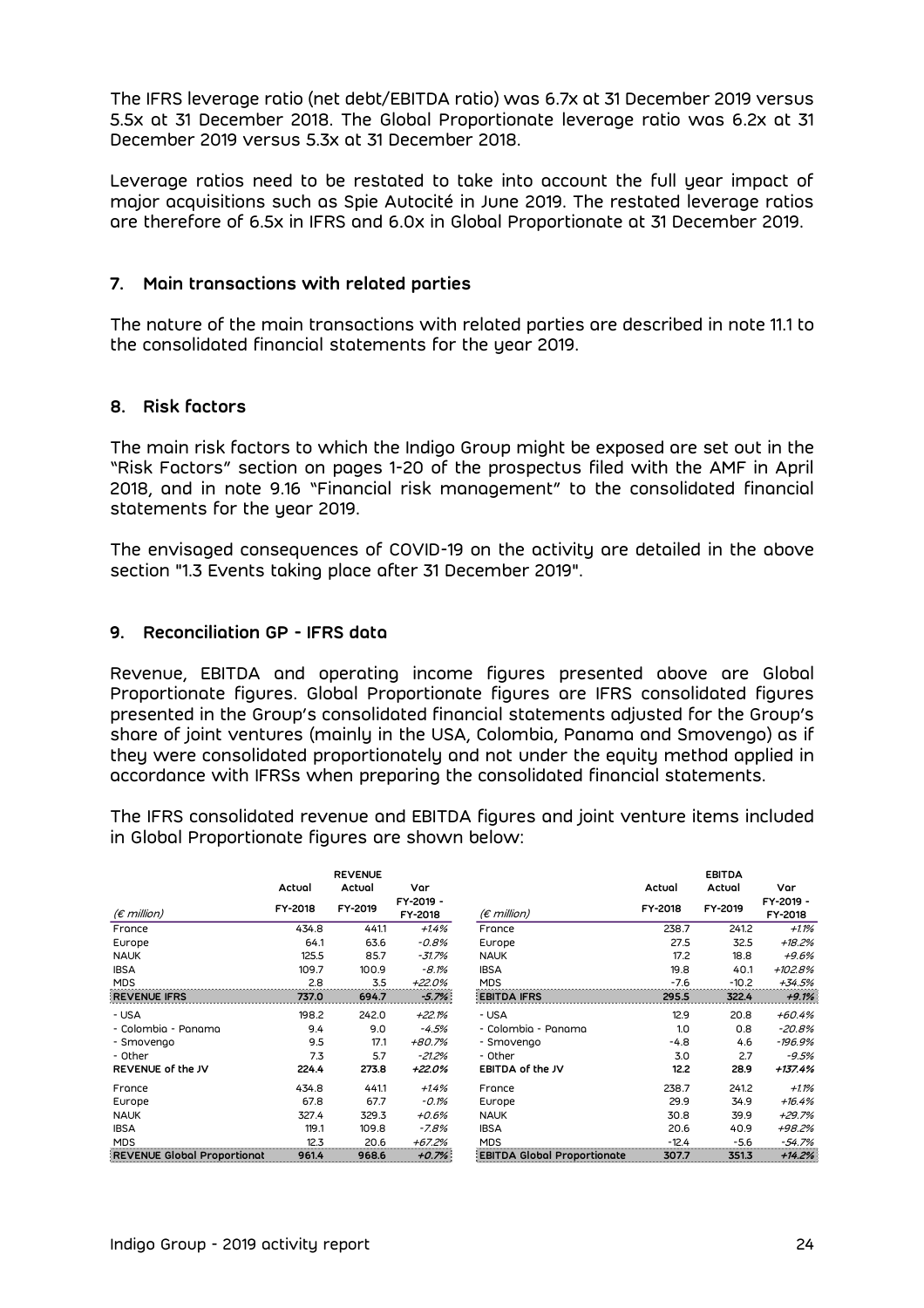The IFRS leverage ratio (net debt/EBITDA ratio) was 6.7x at 31 December 2019 versus 5.5x at 31 December 2018. The Global Proportionate leverage ratio was 6.2x at 31 December 2019 versus 5.3x at 31 December 2018.

Leverage ratios need to be restated to take into account the full year impact of major acquisitions such as Spie Autocité in June 2019. The restated leverage ratios are therefore of 6.5x in IFRS and 6.0x in Global Proportionate at 31 December 2019.

## 7. Main transactions with related parties

The nature of the main transactions with related parties are described in note 11.1 to the consolidated financial statements for the year 2019.

## 8. Risk factors

The main risk factors to which the Indigo Group might be exposed are set out in the "Risk Factors" section on pages 1-20 of the prospectus filed with the AMF in April 2018, and in note 9.16 "Financial risk management" to the consolidated financial statements for the year 2019.

The envisaged consequences of COVID-19 on the activity are detailed in the above section "1.3 Events taking place after 31 December 2019".

## 9. Reconciliation GP - IFRS data

Revenue, EBITDA and operating income figures presented above are Global Proportionate figures. Global Proportionate figures are IFRS consolidated figures presented in the Group's consolidated financial statements adjusted for the Group's share of joint ventures (mainly in the USA, Colombia, Panama and Smovengo) as if they were consolidated proportionately and not under the equity method applied in accordance with IFRSs when preparing the consolidated financial statements.

The IFRS consolidated revenue and EBITDA figures and joint venture items included in Global Proportionate figures are shown below:

| | REVENUE | | |
|---|---|---|---|
| | Actual | Actual | Var |
| *(€ million)* | FY-2018 | FY-2019 | FY-2019 - FY-2018 |
| France | 434.8 | 441.1 | *+1.4%* |
| Europe | 64.1 | 63.6 | *-0.8%* |
| NAUK | 125.5 | 85.7 | *-31.7%* |
| IBSA | 109.7 | 100.9 | *-8.1%* |
| MDS | 2.8 | 3.5 | *+22.0%* |
| **REVENUE IFRS** | **737.0** | **694.7** | ***-5.7%*** |
| - USA | 198.2 | 242.0 | *+22.1%* |
| - Colombia - Panama | 9.4 | 9.0 | *-4.5%* |
| - Smovengo | 9.5 | 17.1 | *+80.7%* |
| - Other | 7.3 | 5.7 | *-21.2%* |
| **REVENUE of the JV** | **224.4** | **273.8** | ***+22.0%*** |
| France | 434.8 | 441.1 | *+1.4%* |
| Europe | 67.8 | 67.7 | *-0.1%* |
| NAUK | 327.4 | 329.3 | *+0.6%* |
| IBSA | 119.1 | 109.8 | *-7.8%* |
| MDS | 12.3 | 20.6 | *+67.2%* |
| **REVENUE Global Proportionat** | **961.4** | **968.6** | ***+0.7%*** |

| | EBITDA | | |
|---|---|---|---|
| | Actual | Actual | Var |
| *(€ million)* | FY-2018 | FY-2019 | FY-2019 - FY-2018 |
| France | 238.7 | 241.2 | *+1.1%* |
| Europe | 27.5 | 32.5 | *+18.2%* |
| NAUK | 17.2 | 18.8 | *+9.6%* |
| IBSA | 19.8 | 40.1 | *+102.8%* |
| MDS | -7.6 | -10.2 | *+34.5%* |
| **EBITDA IFRS** | **295.5** | **322.4** | ***+9.1%*** |
| - USA | 12.9 | 20.8 | *+60.4%* |
| - Colombia - Panama | 1.0 | 0.8 | *-20.8%* |
| - Smovengo | -4.8 | 4.6 | *-196.9%* |
| - Other | 3.0 | 2.7 | *-9.5%* |
| **EBITDA of the JV** | **12.2** | **28.9** | ***+137.4%*** |
| France | 238.7 | 241.2 | *+1.1%* |
| Europe | 29.9 | 34.9 | *+16.4%* |
| NAUK | 30.8 | 39.9 | *+29.7%* |
| IBSA | 20.6 | 40.9 | *+98.2%* |
| MDS | -12.4 | -5.6 | *-54.7%* |
| **EBITDA Global Proportionate** | **307.7** | **351.3** | ***+14.2%*** |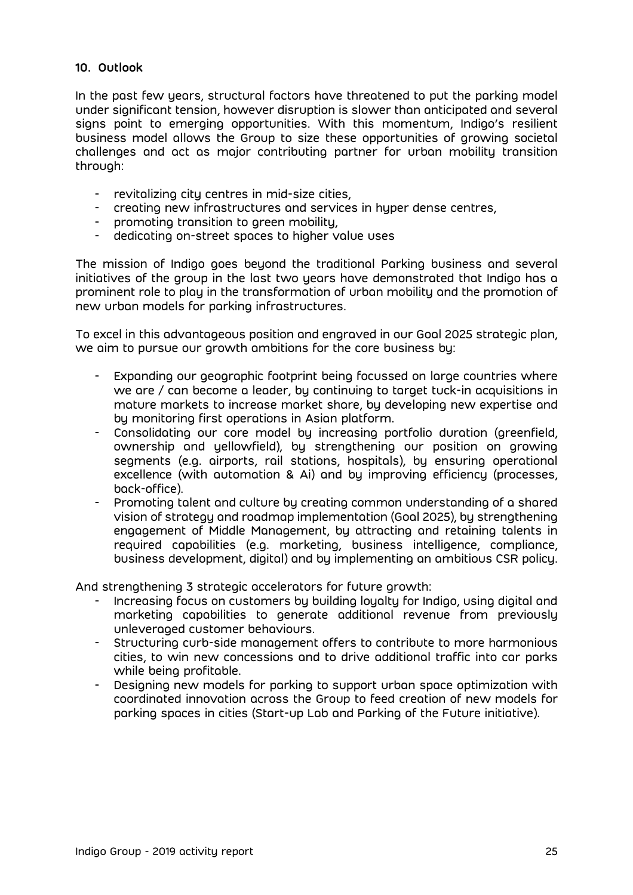## 10. Outlook

In the past few years, structural factors have threatened to put the parking model under significant tension, however disruption is slower than anticipated and several signs point to emerging opportunities. With this momentum, Indigo's resilient business model allows the Group to size these opportunities of growing societal challenges and act as major contributing partner for urban mobility transition through:

- revitalizing city centres in mid-size cities,
- creating new infrastructures and services in hyper dense centres,
- promoting transition to green mobility,
- dedicating on-street spaces to higher value uses

The mission of Indigo goes beyond the traditional Parking business and several initiatives of the group in the last two years have demonstrated that Indigo has a prominent role to play in the transformation of urban mobility and the promotion of new urban models for parking infrastructures.

To excel in this advantageous position and engraved in our Goal 2025 strategic plan, we aim to pursue our growth ambitions for the core business by:

- Expanding our geographic footprint being focussed on large countries where we are / can become a leader, by continuing to target tuck-in acquisitions in mature markets to increase market share, by developing new expertise and by monitoring first operations in Asian platform.
- Consolidating our core model by increasing portfolio duration (greenfield, ownership and yellowfield), by strengthening our position on growing segments (e.g. airports, rail stations, hospitals), by ensuring operational excellence (with automation & Ai) and by improving efficiency (processes, back-office).
- Promoting talent and culture by creating common understanding of a shared vision of strategy and roadmap implementation (Goal 2025), by strengthening engagement of Middle Management, by attracting and retaining talents in required capabilities (e.g. marketing, business intelligence, compliance, business development, digital) and by implementing an ambitious CSR policy.

And strengthening 3 strategic accelerators for future growth:

- Increasing focus on customers by building loyalty for Indigo, using digital and marketing capabilities to generate additional revenue from previously unleveraged customer behaviours.
- Structuring curb-side management offers to contribute to more harmonious cities, to win new concessions and to drive additional traffic into car parks while being profitable.
- Designing new models for parking to support urban space optimization with coordinated innovation across the Group to feed creation of new models for parking spaces in cities (Start-up Lab and Parking of the Future initiative).